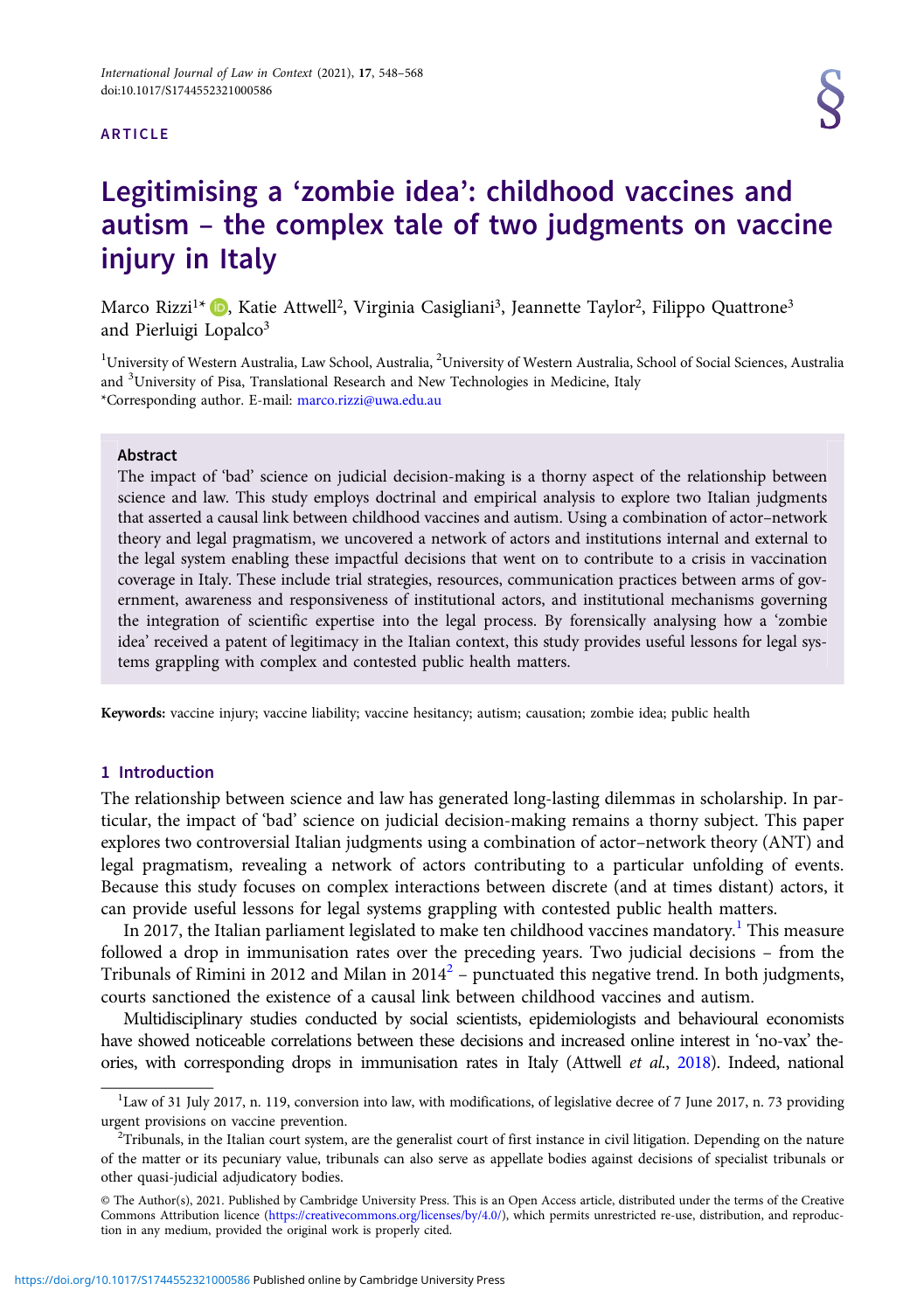ARTICLE

# Legitimising a 'zombie idea': childhood vaccines and autism – the complex tale of two judgments on vaccine injury in Italy

Marco Rizzi[1]*, Katie Attwell[2], Virginia Casigliani[3], Jeannette Taylor[2], Filippo Quattrone[3] and Pierluigi Lopalco[3]

[1]University of Western Australia, Law School, Australia, [2]University of Western Australia, School of Social Sciences, Australia and [3]University of Pisa, Translational Research and New Technologies in Medicine, Italy

*Corresponding author. E-mail: marco.rizzi@uwa.edu.au

## Abstract

The impact of 'bad' science on judicial decision-making is a thorny aspect of the relationship between science and law. This study employs doctrinal and empirical analysis to explore two Italian judgments that asserted a causal link between childhood vaccines and autism. Using a combination of actor–network theory and legal pragmatism, we uncovered a network of actors and institutions internal and external to the legal system enabling these impactful decisions that went on to contribute to a crisis in vaccination coverage in Italy. These include trial strategies, resources, communication practices between arms of government, awareness and responsiveness of institutional actors, and institutional mechanisms governing the integration of scientific expertise into the legal process. By forensically analysing how a 'zombie idea' received a patent of legitimacy in the Italian context, this study provides useful lessons for legal systems grappling with complex and contested public health matters.

**Keywords:** vaccine injury; vaccine liability; vaccine hesitancy; autism; causation; zombie idea; public health

## 1 Introduction

The relationship between science and law has generated long-lasting dilemmas in scholarship. In particular, the impact of 'bad' science on judicial decision-making remains a thorny subject. This paper explores two controversial Italian judgments using a combination of actor–network theory (ANT) and legal pragmatism, revealing a network of actors contributing to a particular unfolding of events. Because this study focuses on complex interactions between discrete (and at times distant) actors, it can provide useful lessons for legal systems grappling with contested public health matters.

In 2017, the Italian parliament legislated to make ten childhood vaccines mandatory.[1] This measure followed a drop in immunisation rates over the preceding years. Two judicial decisions – from the Tribunals of Rimini in 2012 and Milan in 2014[2] – punctuated this negative trend. In both judgments, courts sanctioned the existence of a causal link between childhood vaccines and autism.

Multidisciplinary studies conducted by social scientists, epidemiologists and behavioural economists have showed noticeable correlations between these decisions and increased online interest in 'no-vax' theories, with corresponding drops in immunisation rates in Italy (Attwell *et al.*, 2018). Indeed, national

---

[1]Law of 31 July 2017, n. 119, conversion into law, with modifications, of legislative decree of 7 June 2017, n. 73 providing urgent provisions on vaccine prevention.

[2]Tribunals, in the Italian court system, are the generalist court of first instance in civil litigation. Depending on the nature of the matter or its pecuniary value, tribunals can also serve as appellate bodies against decisions of specialist tribunals or other quasi-judicial adjudicatory bodies.

© The Author(s), 2021. Published by Cambridge University Press. This is an Open Access article, distributed under the terms of the Creative Commons Attribution licence (https://creativecommons.org/licenses/by/4.0/), which permits unrestricted re-use, distribution, and reproduction in any medium, provided the original work is properly cited.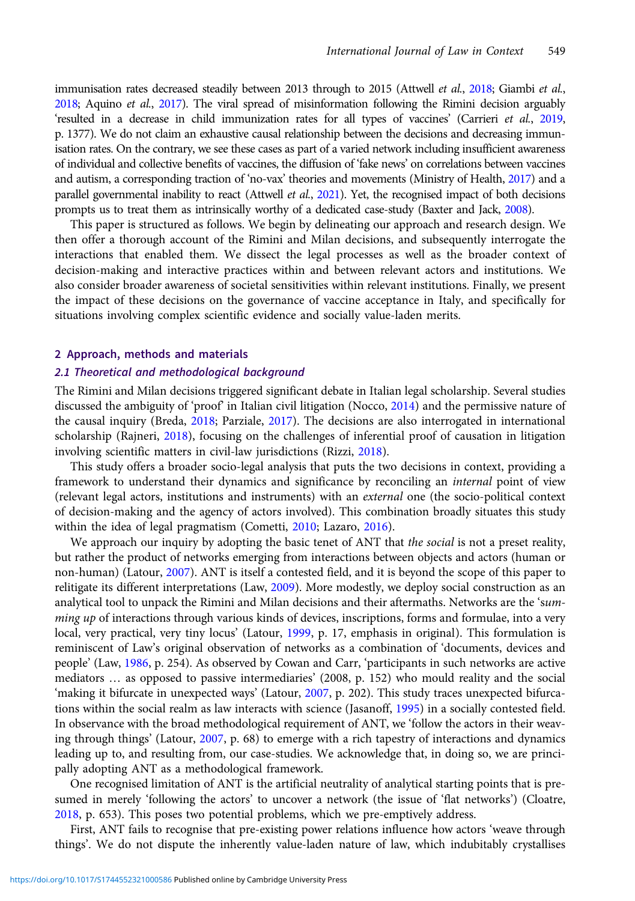immunisation rates decreased steadily between 2013 through to 2015 (Attwell *et al.*, 2018; Giambi *et al.*, 2018; Aquino *et al.*, 2017). The viral spread of misinformation following the Rimini decision arguably 'resulted in a decrease in child immunization rates for all types of vaccines' (Carrieri *et al.*, 2019, p. 1377). We do not claim an exhaustive causal relationship between the decisions and decreasing immunisation rates. On the contrary, we see these cases as part of a varied network including insufficient awareness of individual and collective benefits of vaccines, the diffusion of 'fake news' on correlations between vaccines and autism, a corresponding traction of 'no-vax' theories and movements (Ministry of Health, 2017) and a parallel governmental inability to react (Attwell *et al.*, 2021). Yet, the recognised impact of both decisions prompts us to treat them as intrinsically worthy of a dedicated case-study (Baxter and Jack, 2008).

This paper is structured as follows. We begin by delineating our approach and research design. We then offer a thorough account of the Rimini and Milan decisions, and subsequently interrogate the interactions that enabled them. We dissect the legal processes as well as the broader context of decision-making and interactive practices within and between relevant actors and institutions. We also consider broader awareness of societal sensitivities within relevant institutions. Finally, we present the impact of these decisions on the governance of vaccine acceptance in Italy, and specifically for situations involving complex scientific evidence and socially value-laden merits.

## 2 Approach, methods and materials

### 2.1 Theoretical and methodological background

The Rimini and Milan decisions triggered significant debate in Italian legal scholarship. Several studies discussed the ambiguity of 'proof' in Italian civil litigation (Nocco, 2014) and the permissive nature of the causal inquiry (Breda, 2018; Parziale, 2017). The decisions are also interrogated in international scholarship (Rajneri, 2018), focusing on the challenges of inferential proof of causation in litigation involving scientific matters in civil-law jurisdictions (Rizzi, 2018).

This study offers a broader socio-legal analysis that puts the two decisions in context, providing a framework to understand their dynamics and significance by reconciling an *internal* point of view (relevant legal actors, institutions and instruments) with an *external* one (the socio-political context of decision-making and the agency of actors involved). This combination broadly situates this study within the idea of legal pragmatism (Cometti, 2010; Lazaro, 2016).

We approach our inquiry by adopting the basic tenet of ANT that *the social* is not a preset reality, but rather the product of networks emerging from interactions between objects and actors (human or non-human) (Latour, 2007). ANT is itself a contested field, and it is beyond the scope of this paper to relitigate its different interpretations (Law, 2009). More modestly, we deploy social construction as an analytical tool to unpack the Rimini and Milan decisions and their aftermaths. Networks are the '*summing up* of interactions through various kinds of devices, inscriptions, forms and formulae, into a very local, very practical, very tiny locus' (Latour, 1999, p. 17, emphasis in original). This formulation is reminiscent of Law's original observation of networks as a combination of 'documents, devices and people' (Law, 1986, p. 254). As observed by Cowan and Carr, 'participants in such networks are active mediators … as opposed to passive intermediaries' (2008, p. 152) who mould reality and the social 'making it bifurcate in unexpected ways' (Latour, 2007, p. 202). This study traces unexpected bifurcations within the social realm as law interacts with science (Jasanoff, 1995) in a socially contested field. In observance with the broad methodological requirement of ANT, we 'follow the actors in their weaving through things' (Latour, 2007, p. 68) to emerge with a rich tapestry of interactions and dynamics leading up to, and resulting from, our case-studies. We acknowledge that, in doing so, we are principally adopting ANT as a methodological framework.

One recognised limitation of ANT is the artificial neutrality of analytical starting points that is presumed in merely 'following the actors' to uncover a network (the issue of 'flat networks') (Cloatre, 2018, p. 653). This poses two potential problems, which we pre-emptively address.

First, ANT fails to recognise that pre-existing power relations influence how actors 'weave through things'. We do not dispute the inherently value-laden nature of law, which indubitably crystallises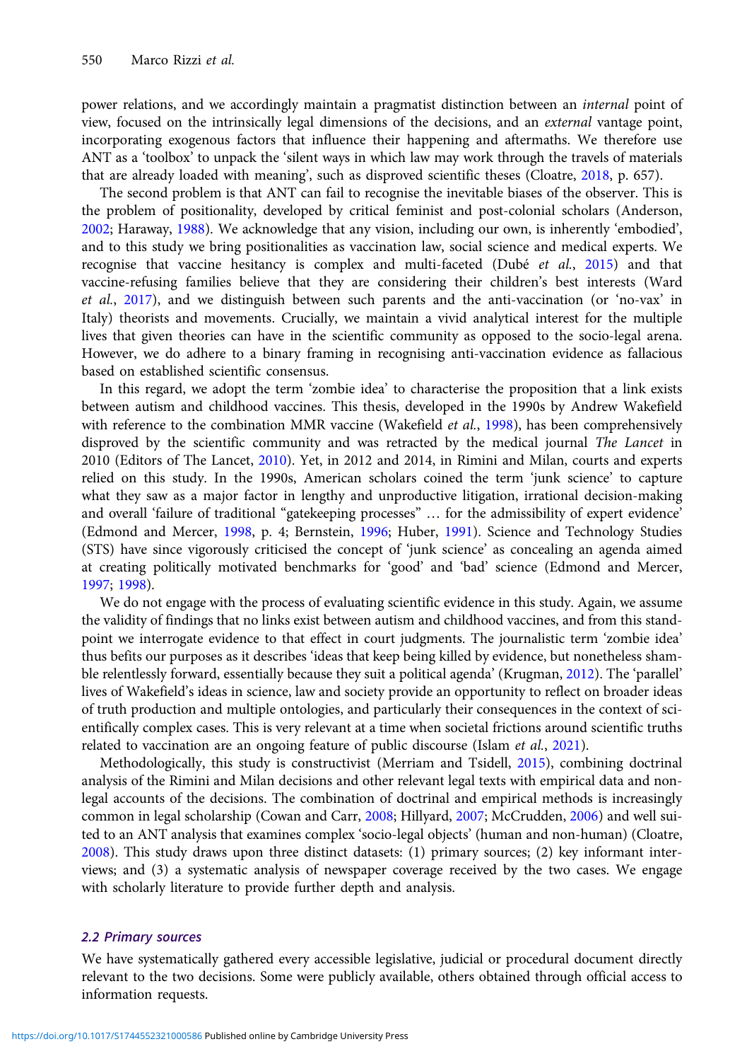power relations, and we accordingly maintain a pragmatist distinction between an *internal* point of view, focused on the intrinsically legal dimensions of the decisions, and an *external* vantage point, incorporating exogenous factors that influence their happening and aftermaths. We therefore use ANT as a 'toolbox' to unpack the 'silent ways in which law may work through the travels of materials that are already loaded with meaning', such as disproved scientific theses (Cloatre, 2018, p. 657).

The second problem is that ANT can fail to recognise the inevitable biases of the observer. This is the problem of positionality, developed by critical feminist and post-colonial scholars (Anderson, 2002; Haraway, 1988). We acknowledge that any vision, including our own, is inherently 'embodied', and to this study we bring positionalities as vaccination law, social science and medical experts. We recognise that vaccine hesitancy is complex and multi-faceted (Dubé *et al.*, 2015) and that vaccine-refusing families believe that they are considering their children's best interests (Ward *et al.*, 2017), and we distinguish between such parents and the anti-vaccination (or 'no-vax' in Italy) theorists and movements. Crucially, we maintain a vivid analytical interest for the multiple lives that given theories can have in the scientific community as opposed to the socio-legal arena. However, we do adhere to a binary framing in recognising anti-vaccination evidence as fallacious based on established scientific consensus.

In this regard, we adopt the term 'zombie idea' to characterise the proposition that a link exists between autism and childhood vaccines. This thesis, developed in the 1990s by Andrew Wakefield with reference to the combination MMR vaccine (Wakefield *et al.*, 1998), has been comprehensively disproved by the scientific community and was retracted by the medical journal *The Lancet* in 2010 (Editors of The Lancet, 2010). Yet, in 2012 and 2014, in Rimini and Milan, courts and experts relied on this study. In the 1990s, American scholars coined the term 'junk science' to capture what they saw as a major factor in lengthy and unproductive litigation, irrational decision-making and overall 'failure of traditional "gatekeeping processes" … for the admissibility of expert evidence' (Edmond and Mercer, 1998, p. 4; Bernstein, 1996; Huber, 1991). Science and Technology Studies (STS) have since vigorously criticised the concept of 'junk science' as concealing an agenda aimed at creating politically motivated benchmarks for 'good' and 'bad' science (Edmond and Mercer, 1997; 1998).

We do not engage with the process of evaluating scientific evidence in this study. Again, we assume the validity of findings that no links exist between autism and childhood vaccines, and from this standpoint we interrogate evidence to that effect in court judgments. The journalistic term 'zombie idea' thus befits our purposes as it describes 'ideas that keep being killed by evidence, but nonetheless shamble relentlessly forward, essentially because they suit a political agenda' (Krugman, 2012). The 'parallel' lives of Wakefield's ideas in science, law and society provide an opportunity to reflect on broader ideas of truth production and multiple ontologies, and particularly their consequences in the context of scientifically complex cases. This is very relevant at a time when societal frictions around scientific truths related to vaccination are an ongoing feature of public discourse (Islam *et al.*, 2021).

Methodologically, this study is constructivist (Merriam and Tsidell, 2015), combining doctrinal analysis of the Rimini and Milan decisions and other relevant legal texts with empirical data and non-legal accounts of the decisions. The combination of doctrinal and empirical methods is increasingly common in legal scholarship (Cowan and Carr, 2008; Hillyard, 2007; McCrudden, 2006) and well suited to an ANT analysis that examines complex 'socio-legal objects' (human and non-human) (Cloatre, 2008). This study draws upon three distinct datasets: (1) primary sources; (2) key informant interviews; and (3) a systematic analysis of newspaper coverage received by the two cases. We engage with scholarly literature to provide further depth and analysis.

### 2.2 Primary sources

We have systematically gathered every accessible legislative, judicial or procedural document directly relevant to the two decisions. Some were publicly available, others obtained through official access to information requests.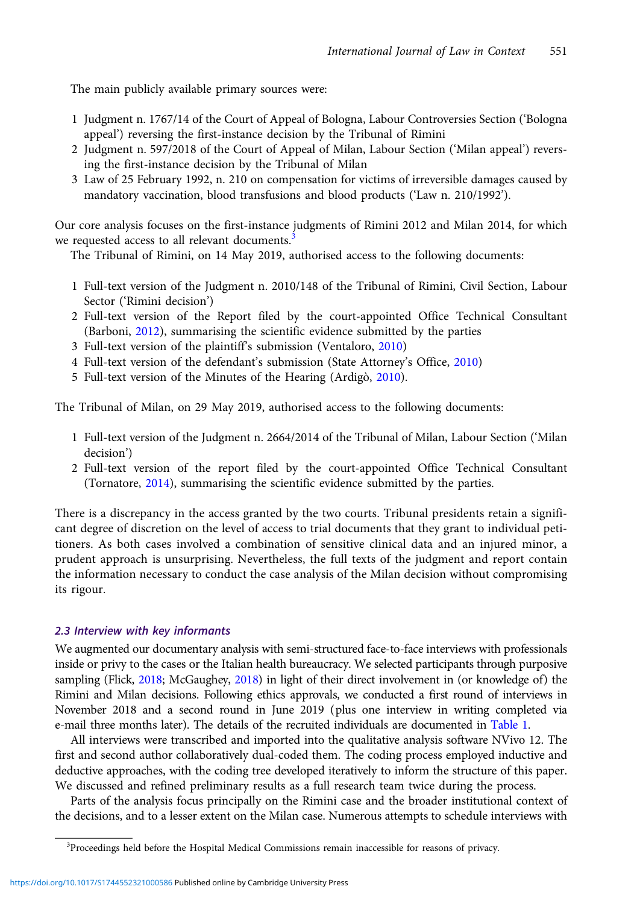The main publicly available primary sources were:

1 Judgment n. 1767/14 of the Court of Appeal of Bologna, Labour Controversies Section ('Bologna appeal') reversing the first-instance decision by the Tribunal of Rimini
2 Judgment n. 597/2018 of the Court of Appeal of Milan, Labour Section ('Milan appeal') reversing the first-instance decision by the Tribunal of Milan
3 Law of 25 February 1992, n. 210 on compensation for victims of irreversible damages caused by mandatory vaccination, blood transfusions and blood products ('Law n. 210/1992').

Our core analysis focuses on the first-instance judgments of Rimini 2012 and Milan 2014, for which we requested access to all relevant documents.[3]

The Tribunal of Rimini, on 14 May 2019, authorised access to the following documents:

1 Full-text version of the Judgment n. 2010/148 of the Tribunal of Rimini, Civil Section, Labour Sector ('Rimini decision')
2 Full-text version of the Report filed by the court-appointed Office Technical Consultant (Barboni, 2012), summarising the scientific evidence submitted by the parties
3 Full-text version of the plaintiff's submission (Ventaloro, 2010)
4 Full-text version of the defendant's submission (State Attorney's Office, 2010)
5 Full-text version of the Minutes of the Hearing (Ardigò, 2010).

The Tribunal of Milan, on 29 May 2019, authorised access to the following documents:

1 Full-text version of the Judgment n. 2664/2014 of the Tribunal of Milan, Labour Section ('Milan decision')
2 Full-text version of the report filed by the court-appointed Office Technical Consultant (Tornatore, 2014), summarising the scientific evidence submitted by the parties.

There is a discrepancy in the access granted by the two courts. Tribunal presidents retain a significant degree of discretion on the level of access to trial documents that they grant to individual petitioners. As both cases involved a combination of sensitive clinical data and an injured minor, a prudent approach is unsurprising. Nevertheless, the full texts of the judgment and report contain the information necessary to conduct the case analysis of the Milan decision without compromising its rigour.

### 2.3 Interview with key informants

We augmented our documentary analysis with semi-structured face-to-face interviews with professionals inside or privy to the cases or the Italian health bureaucracy. We selected participants through purposive sampling (Flick, 2018; McGaughey, 2018) in light of their direct involvement in (or knowledge of) the Rimini and Milan decisions. Following ethics approvals, we conducted a first round of interviews in November 2018 and a second round in June 2019 (plus one interview in writing completed via e-mail three months later). The details of the recruited individuals are documented in Table 1.

All interviews were transcribed and imported into the qualitative analysis software NVivo 12. The first and second author collaboratively dual-coded them. The coding process employed inductive and deductive approaches, with the coding tree developed iteratively to inform the structure of this paper. We discussed and refined preliminary results as a full research team twice during the process.

Parts of the analysis focus principally on the Rimini case and the broader institutional context of the decisions, and to a lesser extent on the Milan case. Numerous attempts to schedule interviews with

[3]Proceedings held before the Hospital Medical Commissions remain inaccessible for reasons of privacy.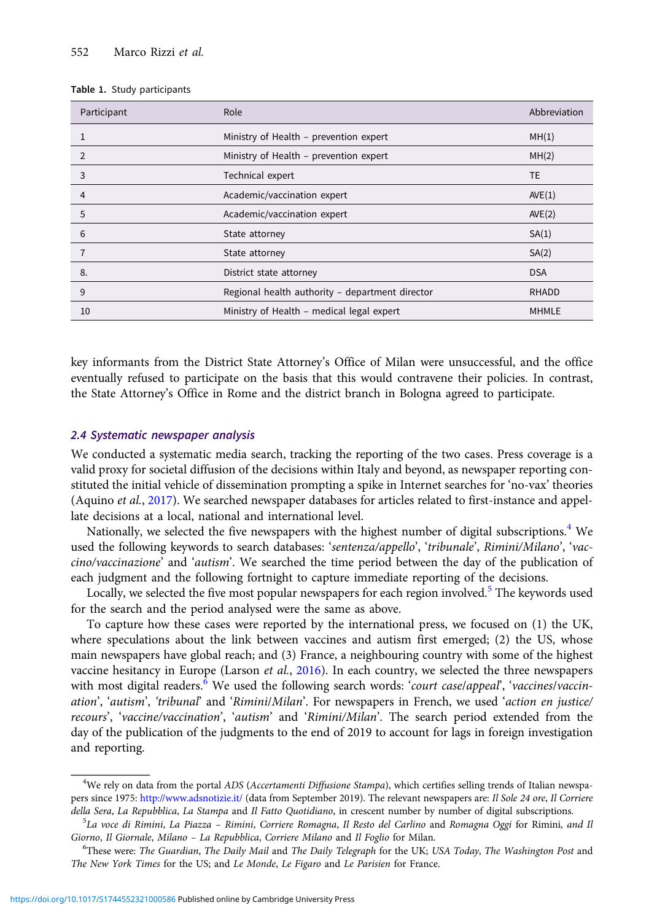Table 1. Study participants

| Participant | Role | Abbreviation |
| --- | --- | --- |
| 1 | Ministry of Health – prevention expert | MH(1) |
| 2 | Ministry of Health – prevention expert | MH(2) |
| 3 | Technical expert | TE |
| 4 | Academic/vaccination expert | AVE(1) |
| 5 | Academic/vaccination expert | AVE(2) |
| 6 | State attorney | SA(1) |
| 7 | State attorney | SA(2) |
| 8. | District state attorney | DSA |
| 9 | Regional health authority – department director | RHADD |
| 10 | Ministry of Health – medical legal expert | MHMLE |

key informants from the District State Attorney's Office of Milan were unsuccessful, and the office eventually refused to participate on the basis that this would contravene their policies. In contrast, the State Attorney's Office in Rome and the district branch in Bologna agreed to participate.

### 2.4 Systematic newspaper analysis

We conducted a systematic media search, tracking the reporting of the two cases. Press coverage is a valid proxy for societal diffusion of the decisions within Italy and beyond, as newspaper reporting constituted the initial vehicle of dissemination prompting a spike in Internet searches for 'no-vax' theories (Aquino *et al.*, 2017). We searched newspaper databases for articles related to first-instance and appellate decisions at a local, national and international level.

Nationally, we selected the five newspapers with the highest number of digital subscriptions.[4] We used the following keywords to search databases: '*sentenza/appello*', '*tribunale*', *Rimini/Milano*', '*vaccino/vaccinazione*' and '*autism*'. We searched the time period between the day of the publication of each judgment and the following fortnight to capture immediate reporting of the decisions.

Locally, we selected the five most popular newspapers for each region involved.[5] The keywords used for the search and the period analysed were the same as above.

To capture how these cases were reported by the international press, we focused on (1) the UK, where speculations about the link between vaccines and autism first emerged; (2) the US, whose main newspapers have global reach; and (3) France, a neighbouring country with some of the highest vaccine hesitancy in Europe (Larson *et al.*, 2016). In each country, we selected the three newspapers with most digital readers.[6] We used the following search words: '*court case/appeal*', '*vaccines/vaccination*', '*autism*', '*tribunal*' and '*Rimini/Milan*'. For newspapers in French, we used '*action en justice/recours*', '*vaccine/vaccination*', '*autism*' and '*Rimini/Milan*'. The search period extended from the day of the publication of the judgments to the end of 2019 to account for lags in foreign investigation and reporting.

[4]We rely on data from the portal *ADS* (*Accertamenti Diffusione Stampa*), which certifies selling trends of Italian newspapers since 1975: http://www.adsnotizie.it/ (data from September 2019). The relevant newspapers are: *Il Sole 24 ore*, *Il Corriere della Sera*, *La Repubblica*, *La Stampa* and *Il Fatto Quotidiano*, in crescent number by number of digital subscriptions.

[5]*La voce di Rimini*, *La Piazza – Rimini*, *Corriere Romagna*, *Il Resto del Carlino* and *Romagna Oggi* for Rimini, *and Il Giorno*, *Il Giornale*, *Milano – La Repubblica*, *Corriere Milano* and *Il Foglio* for Milan.

[6]These were: *The Guardian*, *The Daily Mail* and *The Daily Telegraph* for the UK; *USA Today*, *The Washington Post* and *The New York Times* for the US; and *Le Monde*, *Le Figaro* and *Le Parisien* for France.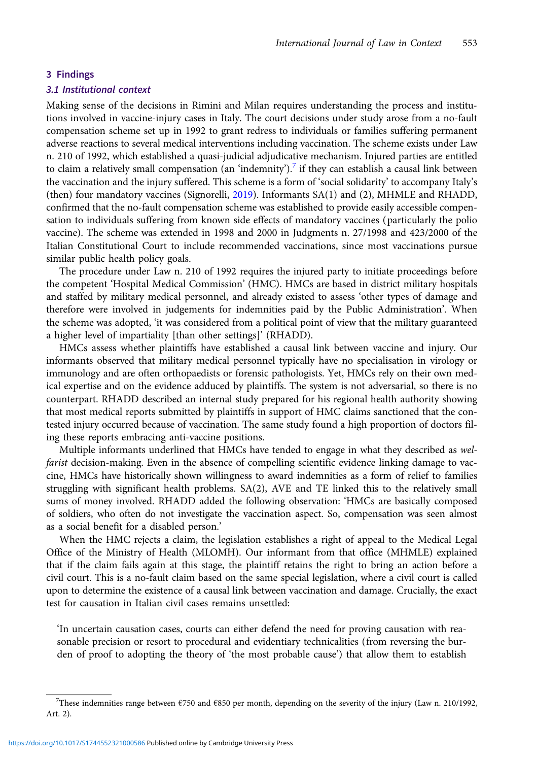## 3 Findings

### 3.1 Institutional context

Making sense of the decisions in Rimini and Milan requires understanding the process and institutions involved in vaccine-injury cases in Italy. The court decisions under study arose from a no-fault compensation scheme set up in 1992 to grant redress to individuals or families suffering permanent adverse reactions to several medical interventions including vaccination. The scheme exists under Law n. 210 of 1992, which established a quasi-judicial adjudicative mechanism. Injured parties are entitled to claim a relatively small compensation (an 'indemnity').[7] if they can establish a causal link between the vaccination and the injury suffered. This scheme is a form of 'social solidarity' to accompany Italy's (then) four mandatory vaccines (Signorelli, 2019). Informants SA(1) and (2), MHMLE and RHADD, confirmed that the no-fault compensation scheme was established to provide easily accessible compensation to individuals suffering from known side effects of mandatory vaccines (particularly the polio vaccine). The scheme was extended in 1998 and 2000 in Judgments n. 27/1998 and 423/2000 of the Italian Constitutional Court to include recommended vaccinations, since most vaccinations pursue similar public health policy goals.

The procedure under Law n. 210 of 1992 requires the injured party to initiate proceedings before the competent 'Hospital Medical Commission' (HMC). HMCs are based in district military hospitals and staffed by military medical personnel, and already existed to assess 'other types of damage and therefore were involved in judgements for indemnities paid by the Public Administration'. When the scheme was adopted, 'it was considered from a political point of view that the military guaranteed a higher level of impartiality [than other settings]' (RHADD).

HMCs assess whether plaintiffs have established a causal link between vaccine and injury. Our informants observed that military medical personnel typically have no specialisation in virology or immunology and are often orthopaedists or forensic pathologists. Yet, HMCs rely on their own medical expertise and on the evidence adduced by plaintiffs. The system is not adversarial, so there is no counterpart. RHADD described an internal study prepared for his regional health authority showing that most medical reports submitted by plaintiffs in support of HMC claims sanctioned that the contested injury occurred because of vaccination. The same study found a high proportion of doctors filing these reports embracing anti-vaccine positions.

Multiple informants underlined that HMCs have tended to engage in what they described as *welfarist* decision-making. Even in the absence of compelling scientific evidence linking damage to vaccine, HMCs have historically shown willingness to award indemnities as a form of relief to families struggling with significant health problems. SA(2), AVE and TE linked this to the relatively small sums of money involved. RHADD added the following observation: 'HMCs are basically composed of soldiers, who often do not investigate the vaccination aspect. So, compensation was seen almost as a social benefit for a disabled person.'

When the HMC rejects a claim, the legislation establishes a right of appeal to the Medical Legal Office of the Ministry of Health (MLOMH). Our informant from that office (MHMLE) explained that if the claim fails again at this stage, the plaintiff retains the right to bring an action before a civil court. This is a no-fault claim based on the same special legislation, where a civil court is called upon to determine the existence of a causal link between vaccination and damage. Crucially, the exact test for causation in Italian civil cases remains unsettled:

> 'In uncertain causation cases, courts can either defend the need for proving causation with reasonable precision or resort to procedural and evidentiary technicalities (from reversing the burden of proof to adopting the theory of 'the most probable cause') that allow them to establish

---

[7] These indemnities range between €750 and €850 per month, depending on the severity of the injury (Law n. 210/1992, Art. 2).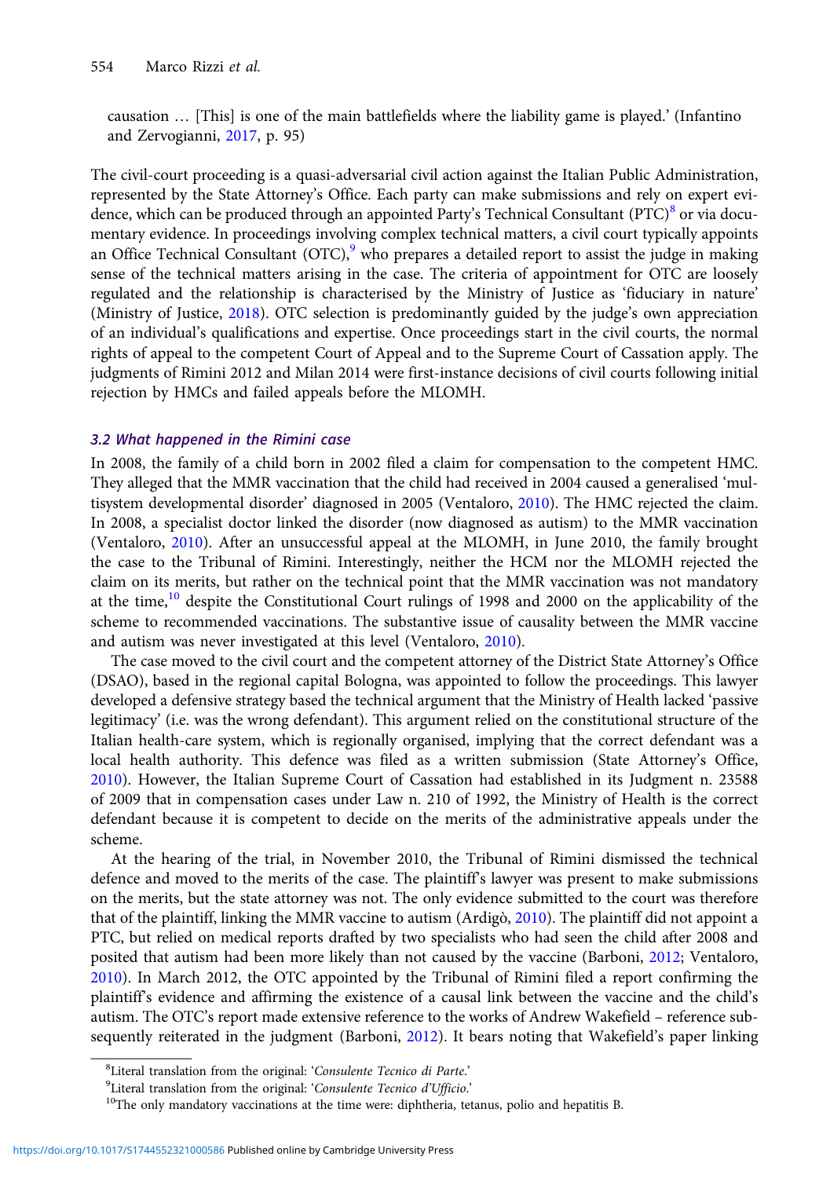causation … [This] is one of the main battlefields where the liability game is played.' (Infantino and Zervogianni, 2017, p. 95)

The civil-court proceeding is a quasi-adversarial civil action against the Italian Public Administration, represented by the State Attorney's Office. Each party can make submissions and rely on expert evidence, which can be produced through an appointed Party's Technical Consultant (PTC)[8] or via documentary evidence. In proceedings involving complex technical matters, a civil court typically appoints an Office Technical Consultant (OTC),[9] who prepares a detailed report to assist the judge in making sense of the technical matters arising in the case. The criteria of appointment for OTC are loosely regulated and the relationship is characterised by the Ministry of Justice as 'fiduciary in nature' (Ministry of Justice, 2018). OTC selection is predominantly guided by the judge's own appreciation of an individual's qualifications and expertise. Once proceedings start in the civil courts, the normal rights of appeal to the competent Court of Appeal and to the Supreme Court of Cassation apply. The judgments of Rimini 2012 and Milan 2014 were first-instance decisions of civil courts following initial rejection by HMCs and failed appeals before the MLOMH.

### 3.2 What happened in the Rimini case

In 2008, the family of a child born in 2002 filed a claim for compensation to the competent HMC. They alleged that the MMR vaccination that the child had received in 2004 caused a generalised 'multisystem developmental disorder' diagnosed in 2005 (Ventaloro, 2010). The HMC rejected the claim. In 2008, a specialist doctor linked the disorder (now diagnosed as autism) to the MMR vaccination (Ventaloro, 2010). After an unsuccessful appeal at the MLOMH, in June 2010, the family brought the case to the Tribunal of Rimini. Interestingly, neither the HCM nor the MLOMH rejected the claim on its merits, but rather on the technical point that the MMR vaccination was not mandatory at the time,[10] despite the Constitutional Court rulings of 1998 and 2000 on the applicability of the scheme to recommended vaccinations. The substantive issue of causality between the MMR vaccine and autism was never investigated at this level (Ventaloro, 2010).

The case moved to the civil court and the competent attorney of the District State Attorney's Office (DSAO), based in the regional capital Bologna, was appointed to follow the proceedings. This lawyer developed a defensive strategy based the technical argument that the Ministry of Health lacked 'passive legitimacy' (i.e. was the wrong defendant). This argument relied on the constitutional structure of the Italian health-care system, which is regionally organised, implying that the correct defendant was a local health authority. This defence was filed as a written submission (State Attorney's Office, 2010). However, the Italian Supreme Court of Cassation had established in its Judgment n. 23588 of 2009 that in compensation cases under Law n. 210 of 1992, the Ministry of Health is the correct defendant because it is competent to decide on the merits of the administrative appeals under the scheme.

At the hearing of the trial, in November 2010, the Tribunal of Rimini dismissed the technical defence and moved to the merits of the case. The plaintiff's lawyer was present to make submissions on the merits, but the state attorney was not. The only evidence submitted to the court was therefore that of the plaintiff, linking the MMR vaccine to autism (Ardigò, 2010). The plaintiff did not appoint a PTC, but relied on medical reports drafted by two specialists who had seen the child after 2008 and posited that autism had been more likely than not caused by the vaccine (Barboni, 2012; Ventaloro, 2010). In March 2012, the OTC appointed by the Tribunal of Rimini filed a report confirming the plaintiff's evidence and affirming the existence of a causal link between the vaccine and the child's autism. The OTC's report made extensive reference to the works of Andrew Wakefield – reference subsequently reiterated in the judgment (Barboni, 2012). It bears noting that Wakefield's paper linking

[8]Literal translation from the original: '*Consulente Tecnico di Parte*.'

[9]Literal translation from the original: '*Consulente Tecnico d'Ufficio*.'

[10]The only mandatory vaccinations at the time were: diphtheria, tetanus, polio and hepatitis B.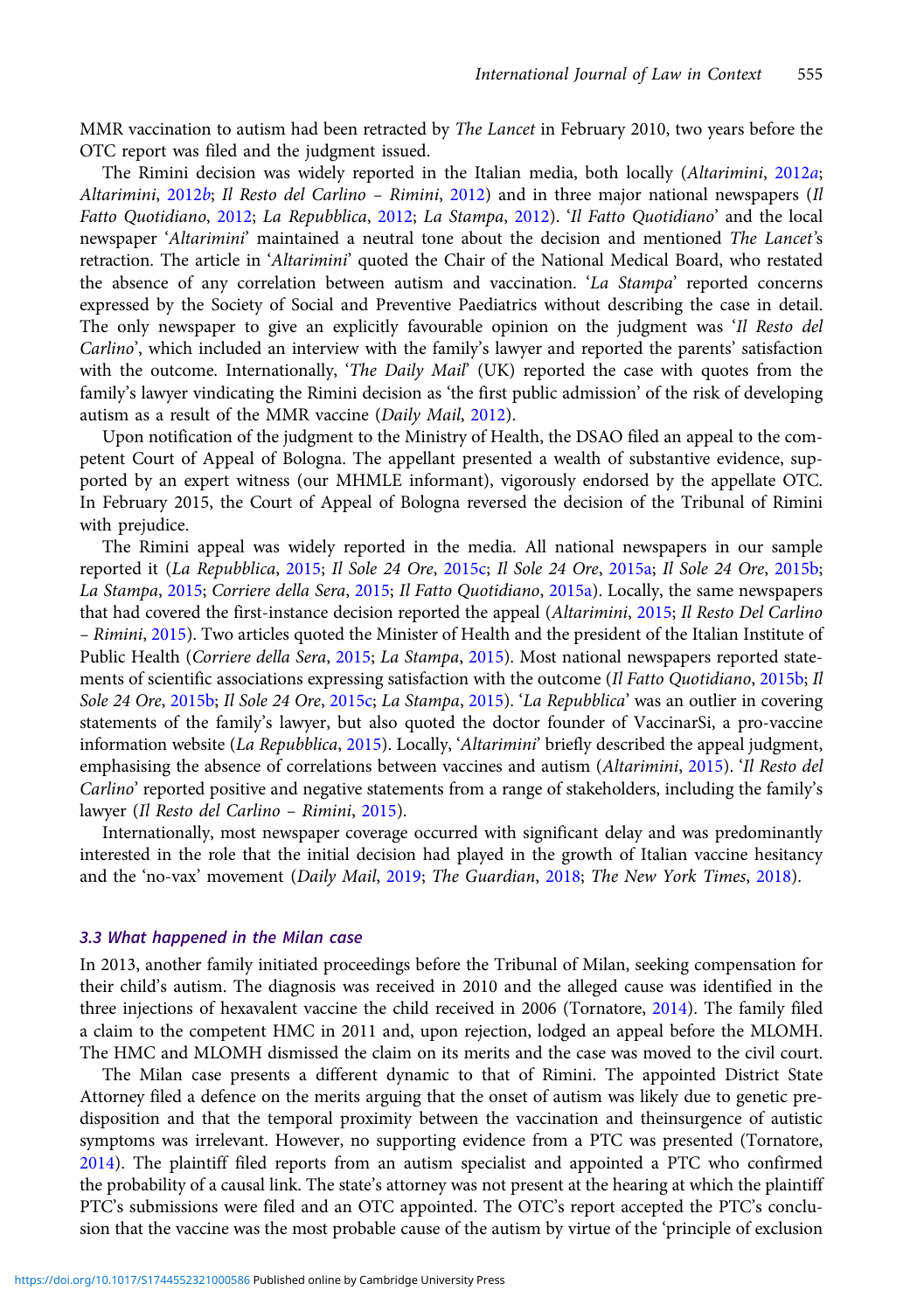MMR vaccination to autism had been retracted by *The Lancet* in February 2010, two years before the OTC report was filed and the judgment issued.

The Rimini decision was widely reported in the Italian media, both locally (*Altarimini*, 2012*a*; *Altarimini*, 2012*b*; *Il Resto del Carlino – Rimini*, 2012) and in three major national newspapers (*Il Fatto Quotidiano*, 2012; *La Repubblica*, 2012; *La Stampa*, 2012). '*Il Fatto Quotidiano*' and the local newspaper '*Altarimini*' maintained a neutral tone about the decision and mentioned *The Lancet*'s retraction. The article in '*Altarimini*' quoted the Chair of the National Medical Board, who restated the absence of any correlation between autism and vaccination. '*La Stampa*' reported concerns expressed by the Society of Social and Preventive Paediatrics without describing the case in detail. The only newspaper to give an explicitly favourable opinion on the judgment was '*Il Resto del Carlino*', which included an interview with the family's lawyer and reported the parents' satisfaction with the outcome. Internationally, '*The Daily Mail*' (UK) reported the case with quotes from the family's lawyer vindicating the Rimini decision as 'the first public admission' of the risk of developing autism as a result of the MMR vaccine (*Daily Mail*, 2012).

Upon notification of the judgment to the Ministry of Health, the DSAO filed an appeal to the competent Court of Appeal of Bologna. The appellant presented a wealth of substantive evidence, supported by an expert witness (our MHMLE informant), vigorously endorsed by the appellate OTC. In February 2015, the Court of Appeal of Bologna reversed the decision of the Tribunal of Rimini with prejudice.

The Rimini appeal was widely reported in the media. All national newspapers in our sample reported it (*La Repubblica*, 2015; *Il Sole 24 Ore*, 2015c; *Il Sole 24 Ore*, 2015a; *Il Sole 24 Ore*, 2015b; *La Stampa*, 2015; *Corriere della Sera*, 2015; *Il Fatto Quotidiano*, 2015a). Locally, the same newspapers that had covered the first-instance decision reported the appeal (*Altarimini*, 2015; *Il Resto Del Carlino – Rimini*, 2015). Two articles quoted the Minister of Health and the president of the Italian Institute of Public Health (*Corriere della Sera*, 2015; *La Stampa*, 2015). Most national newspapers reported statements of scientific associations expressing satisfaction with the outcome (*Il Fatto Quotidiano*, 2015b; *Il Sole 24 Ore*, 2015b; *Il Sole 24 Ore*, 2015c; *La Stampa*, 2015). '*La Repubblica*' was an outlier in covering statements of the family's lawyer, but also quoted the doctor founder of VaccinarSi, a pro-vaccine information website (*La Repubblica*, 2015). Locally, '*Altarimini*' briefly described the appeal judgment, emphasising the absence of correlations between vaccines and autism (*Altarimini*, 2015). '*Il Resto del Carlino*' reported positive and negative statements from a range of stakeholders, including the family's lawyer (*Il Resto del Carlino – Rimini*, 2015).

Internationally, most newspaper coverage occurred with significant delay and was predominantly interested in the role that the initial decision had played in the growth of Italian vaccine hesitancy and the 'no-vax' movement (*Daily Mail*, 2019; *The Guardian*, 2018; *The New York Times*, 2018).

### 3.3 What happened in the Milan case

In 2013, another family initiated proceedings before the Tribunal of Milan, seeking compensation for their child's autism. The diagnosis was received in 2010 and the alleged cause was identified in the three injections of hexavalent vaccine the child received in 2006 (Tornatore, 2014). The family filed a claim to the competent HMC in 2011 and, upon rejection, lodged an appeal before the MLOMH. The HMC and MLOMH dismissed the claim on its merits and the case was moved to the civil court.

The Milan case presents a different dynamic to that of Rimini. The appointed District State Attorney filed a defence on the merits arguing that the onset of autism was likely due to genetic predisposition and that the temporal proximity between the vaccination and theinsurgence of autistic symptoms was irrelevant. However, no supporting evidence from a PTC was presented (Tornatore, 2014). The plaintiff filed reports from an autism specialist and appointed a PTC who confirmed the probability of a causal link. The state's attorney was not present at the hearing at which the plaintiff PTC's submissions were filed and an OTC appointed. The OTC's report accepted the PTC's conclusion that the vaccine was the most probable cause of the autism by virtue of the 'principle of exclusion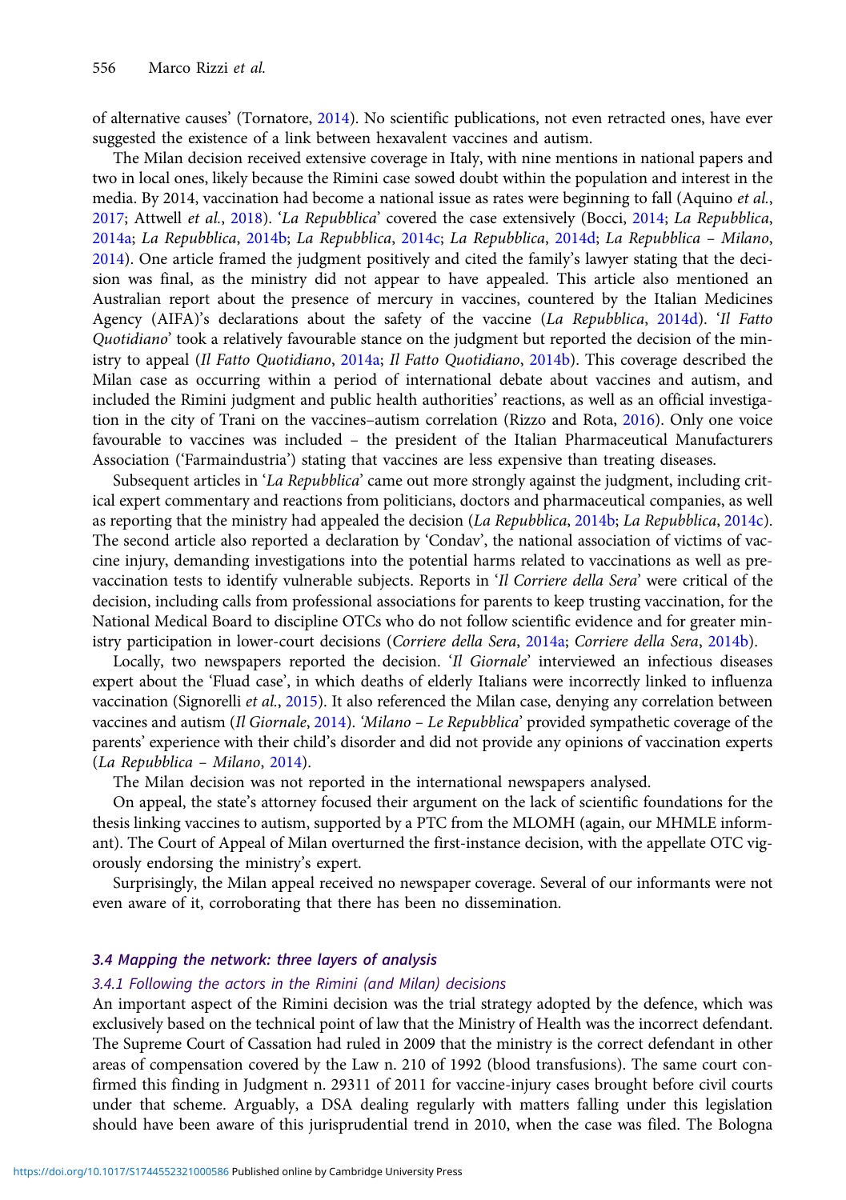of alternative causes' (Tornatore, 2014). No scientific publications, not even retracted ones, have ever suggested the existence of a link between hexavalent vaccines and autism.

The Milan decision received extensive coverage in Italy, with nine mentions in national papers and two in local ones, likely because the Rimini case sowed doubt within the population and interest in the media. By 2014, vaccination had become a national issue as rates were beginning to fall (Aquino *et al.*, 2017; Attwell *et al.*, 2018). '*La Repubblica*' covered the case extensively (Bocci, 2014; *La Repubblica*, 2014a; *La Repubblica*, 2014b; *La Repubblica*, 2014c; *La Repubblica*, 2014d; *La Repubblica – Milano*, 2014). One article framed the judgment positively and cited the family's lawyer stating that the decision was final, as the ministry did not appear to have appealed. This article also mentioned an Australian report about the presence of mercury in vaccines, countered by the Italian Medicines Agency (AIFA)'s declarations about the safety of the vaccine (*La Repubblica*, 2014d). '*Il Fatto Quotidiano*' took a relatively favourable stance on the judgment but reported the decision of the ministry to appeal (*Il Fatto Quotidiano*, 2014a; *Il Fatto Quotidiano*, 2014b). This coverage described the Milan case as occurring within a period of international debate about vaccines and autism, and included the Rimini judgment and public health authorities' reactions, as well as an official investigation in the city of Trani on the vaccines–autism correlation (Rizzo and Rota, 2016). Only one voice favourable to vaccines was included – the president of the Italian Pharmaceutical Manufacturers Association ('Farmaindustria') stating that vaccines are less expensive than treating diseases.

Subsequent articles in '*La Repubblica*' came out more strongly against the judgment, including critical expert commentary and reactions from politicians, doctors and pharmaceutical companies, as well as reporting that the ministry had appealed the decision (*La Repubblica*, 2014b; *La Repubblica*, 2014c). The second article also reported a declaration by 'Condav', the national association of victims of vaccine injury, demanding investigations into the potential harms related to vaccinations as well as pre-vaccination tests to identify vulnerable subjects. Reports in '*Il Corriere della Sera*' were critical of the decision, including calls from professional associations for parents to keep trusting vaccination, for the National Medical Board to discipline OTCs who do not follow scientific evidence and for greater ministry participation in lower-court decisions (*Corriere della Sera*, 2014a; *Corriere della Sera*, 2014b).

Locally, two newspapers reported the decision. '*Il Giornale*' interviewed an infectious diseases expert about the 'Fluad case', in which deaths of elderly Italians were incorrectly linked to influenza vaccination (Signorelli *et al.*, 2015). It also referenced the Milan case, denying any correlation between vaccines and autism (*Il Giornale*, 2014). '*Milano – Le Repubblica*' provided sympathetic coverage of the parents' experience with their child's disorder and did not provide any opinions of vaccination experts (*La Repubblica – Milano*, 2014).

The Milan decision was not reported in the international newspapers analysed.

On appeal, the state's attorney focused their argument on the lack of scientific foundations for the thesis linking vaccines to autism, supported by a PTC from the MLOMH (again, our MHMLE informant). The Court of Appeal of Milan overturned the first-instance decision, with the appellate OTC vigorously endorsing the ministry's expert.

Surprisingly, the Milan appeal received no newspaper coverage. Several of our informants were not even aware of it, corroborating that there has been no dissemination.

### 3.4 Mapping the network: three layers of analysis

#### 3.4.1 Following the actors in the Rimini (and Milan) decisions

An important aspect of the Rimini decision was the trial strategy adopted by the defence, which was exclusively based on the technical point of law that the Ministry of Health was the incorrect defendant. The Supreme Court of Cassation had ruled in 2009 that the ministry is the correct defendant in other areas of compensation covered by the Law n. 210 of 1992 (blood transfusions). The same court confirmed this finding in Judgment n. 29311 of 2011 for vaccine-injury cases brought before civil courts under that scheme. Arguably, a DSA dealing regularly with matters falling under this legislation should have been aware of this jurisprudential trend in 2010, when the case was filed. The Bologna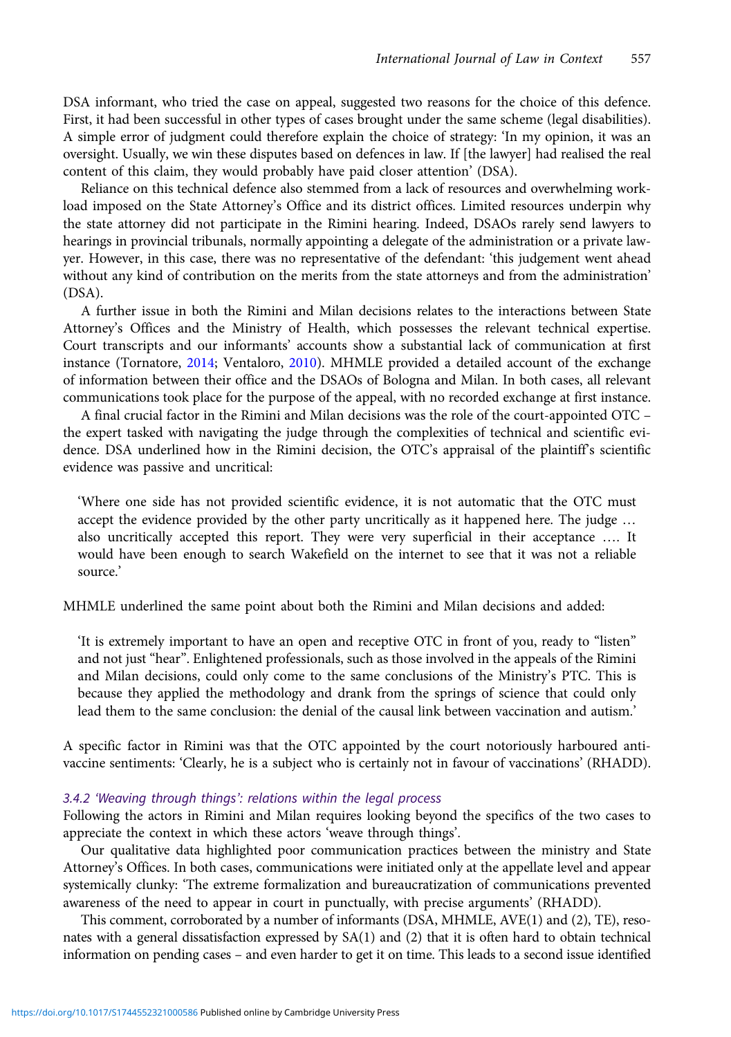DSA informant, who tried the case on appeal, suggested two reasons for the choice of this defence. First, it had been successful in other types of cases brought under the same scheme (legal disabilities). A simple error of judgment could therefore explain the choice of strategy: 'In my opinion, it was an oversight. Usually, we win these disputes based on defences in law. If [the lawyer] had realised the real content of this claim, they would probably have paid closer attention' (DSA).

Reliance on this technical defence also stemmed from a lack of resources and overwhelming workload imposed on the State Attorney's Office and its district offices. Limited resources underpin why the state attorney did not participate in the Rimini hearing. Indeed, DSAOs rarely send lawyers to hearings in provincial tribunals, normally appointing a delegate of the administration or a private lawyer. However, in this case, there was no representative of the defendant: 'this judgement went ahead without any kind of contribution on the merits from the state attorneys and from the administration' (DSA).

A further issue in both the Rimini and Milan decisions relates to the interactions between State Attorney's Offices and the Ministry of Health, which possesses the relevant technical expertise. Court transcripts and our informants' accounts show a substantial lack of communication at first instance (Tornatore, 2014; Ventaloro, 2010). MHMLE provided a detailed account of the exchange of information between their office and the DSAOs of Bologna and Milan. In both cases, all relevant communications took place for the purpose of the appeal, with no recorded exchange at first instance.

A final crucial factor in the Rimini and Milan decisions was the role of the court-appointed OTC – the expert tasked with navigating the judge through the complexities of technical and scientific evidence. DSA underlined how in the Rimini decision, the OTC's appraisal of the plaintiff's scientific evidence was passive and uncritical:

> 'Where one side has not provided scientific evidence, it is not automatic that the OTC must accept the evidence provided by the other party uncritically as it happened here. The judge … also uncritically accepted this report. They were very superficial in their acceptance …. It would have been enough to search Wakefield on the internet to see that it was not a reliable source.'

MHMLE underlined the same point about both the Rimini and Milan decisions and added:

> 'It is extremely important to have an open and receptive OTC in front of you, ready to "listen" and not just "hear". Enlightened professionals, such as those involved in the appeals of the Rimini and Milan decisions, could only come to the same conclusions of the Ministry's PTC. This is because they applied the methodology and drank from the springs of science that could only lead them to the same conclusion: the denial of the causal link between vaccination and autism.'

A specific factor in Rimini was that the OTC appointed by the court notoriously harboured anti-vaccine sentiments: 'Clearly, he is a subject who is certainly not in favour of vaccinations' (RHADD).

#### *3.4.2 'Weaving through things': relations within the legal process*

Following the actors in Rimini and Milan requires looking beyond the specifics of the two cases to appreciate the context in which these actors 'weave through things'.

Our qualitative data highlighted poor communication practices between the ministry and State Attorney's Offices. In both cases, communications were initiated only at the appellate level and appear systemically clunky: 'The extreme formalization and bureaucratization of communications prevented awareness of the need to appear in court in punctually, with precise arguments' (RHADD).

This comment, corroborated by a number of informants (DSA, MHMLE, AVE(1) and (2), TE), resonates with a general dissatisfaction expressed by SA(1) and (2) that it is often hard to obtain technical information on pending cases – and even harder to get it on time. This leads to a second issue identified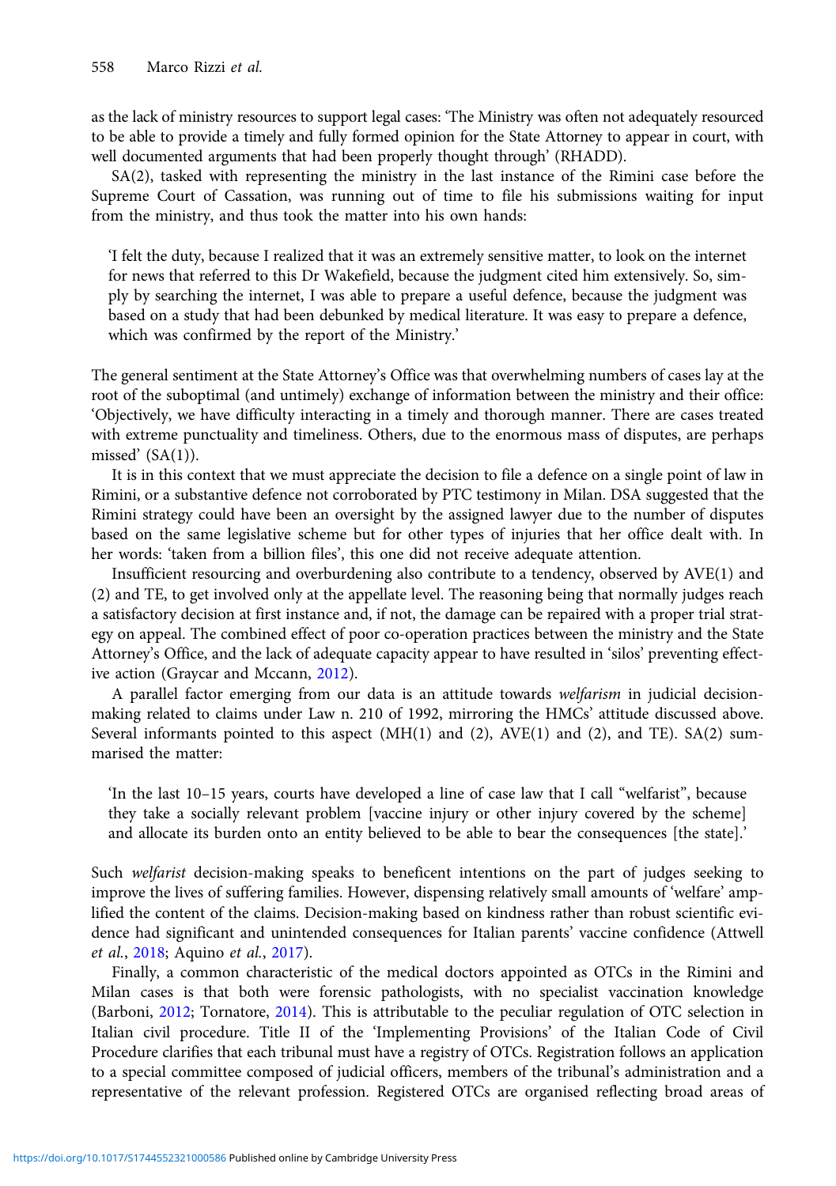as the lack of ministry resources to support legal cases: 'The Ministry was often not adequately resourced to be able to provide a timely and fully formed opinion for the State Attorney to appear in court, with well documented arguments that had been properly thought through' (RHADD).

SA(2), tasked with representing the ministry in the last instance of the Rimini case before the Supreme Court of Cassation, was running out of time to file his submissions waiting for input from the ministry, and thus took the matter into his own hands:

> 'I felt the duty, because I realized that it was an extremely sensitive matter, to look on the internet for news that referred to this Dr Wakefield, because the judgment cited him extensively. So, simply by searching the internet, I was able to prepare a useful defence, because the judgment was based on a study that had been debunked by medical literature. It was easy to prepare a defence, which was confirmed by the report of the Ministry.'

The general sentiment at the State Attorney's Office was that overwhelming numbers of cases lay at the root of the suboptimal (and untimely) exchange of information between the ministry and their office: 'Objectively, we have difficulty interacting in a timely and thorough manner. There are cases treated with extreme punctuality and timeliness. Others, due to the enormous mass of disputes, are perhaps missed' (SA(1)).

It is in this context that we must appreciate the decision to file a defence on a single point of law in Rimini, or a substantive defence not corroborated by PTC testimony in Milan. DSA suggested that the Rimini strategy could have been an oversight by the assigned lawyer due to the number of disputes based on the same legislative scheme but for other types of injuries that her office dealt with. In her words: 'taken from a billion files', this one did not receive adequate attention.

Insufficient resourcing and overburdening also contribute to a tendency, observed by AVE(1) and (2) and TE, to get involved only at the appellate level. The reasoning being that normally judges reach a satisfactory decision at first instance and, if not, the damage can be repaired with a proper trial strategy on appeal. The combined effect of poor co-operation practices between the ministry and the State Attorney's Office, and the lack of adequate capacity appear to have resulted in 'silos' preventing effective action (Graycar and Mccann, 2012).

A parallel factor emerging from our data is an attitude towards *welfarism* in judicial decision-making related to claims under Law n. 210 of 1992, mirroring the HMCs' attitude discussed above. Several informants pointed to this aspect (MH(1) and (2), AVE(1) and (2), and TE). SA(2) summarised the matter:

> 'In the last 10–15 years, courts have developed a line of case law that I call "welfarist", because they take a socially relevant problem [vaccine injury or other injury covered by the scheme] and allocate its burden onto an entity believed to be able to bear the consequences [the state].'

Such *welfarist* decision-making speaks to beneficent intentions on the part of judges seeking to improve the lives of suffering families. However, dispensing relatively small amounts of 'welfare' amplified the content of the claims. Decision-making based on kindness rather than robust scientific evidence had significant and unintended consequences for Italian parents' vaccine confidence (Attwell *et al.*, 2018; Aquino *et al.*, 2017).

Finally, a common characteristic of the medical doctors appointed as OTCs in the Rimini and Milan cases is that both were forensic pathologists, with no specialist vaccination knowledge (Barboni, 2012; Tornatore, 2014). This is attributable to the peculiar regulation of OTC selection in Italian civil procedure. Title II of the 'Implementing Provisions' of the Italian Code of Civil Procedure clarifies that each tribunal must have a registry of OTCs. Registration follows an application to a special committee composed of judicial officers, members of the tribunal's administration and a representative of the relevant profession. Registered OTCs are organised reflecting broad areas of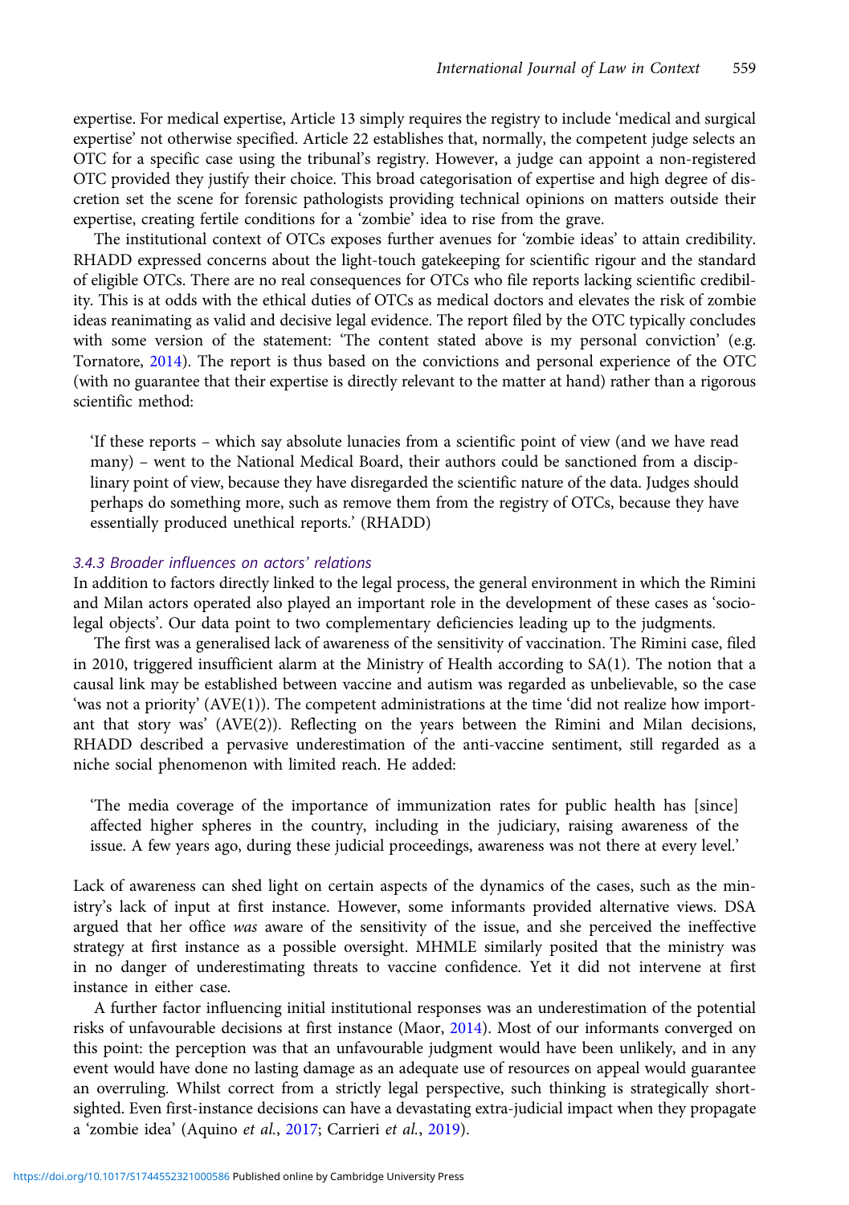expertise. For medical expertise, Article 13 simply requires the registry to include 'medical and surgical expertise' not otherwise specified. Article 22 establishes that, normally, the competent judge selects an OTC for a specific case using the tribunal's registry. However, a judge can appoint a non-registered OTC provided they justify their choice. This broad categorisation of expertise and high degree of discretion set the scene for forensic pathologists providing technical opinions on matters outside their expertise, creating fertile conditions for a 'zombie' idea to rise from the grave.

The institutional context of OTCs exposes further avenues for 'zombie ideas' to attain credibility. RHADD expressed concerns about the light-touch gatekeeping for scientific rigour and the standard of eligible OTCs. There are no real consequences for OTCs who file reports lacking scientific credibility. This is at odds with the ethical duties of OTCs as medical doctors and elevates the risk of zombie ideas reanimating as valid and decisive legal evidence. The report filed by the OTC typically concludes with some version of the statement: 'The content stated above is my personal conviction' (e.g. Tornatore, 2014). The report is thus based on the convictions and personal experience of the OTC (with no guarantee that their expertise is directly relevant to the matter at hand) rather than a rigorous scientific method:

> 'If these reports – which say absolute lunacies from a scientific point of view (and we have read many) – went to the National Medical Board, their authors could be sanctioned from a disciplinary point of view, because they have disregarded the scientific nature of the data. Judges should perhaps do something more, such as remove them from the registry of OTCs, because they have essentially produced unethical reports.' (RHADD)

#### 3.4.3 Broader influences on actors' relations

In addition to factors directly linked to the legal process, the general environment in which the Rimini and Milan actors operated also played an important role in the development of these cases as 'socio-legal objects'. Our data point to two complementary deficiencies leading up to the judgments.

The first was a generalised lack of awareness of the sensitivity of vaccination. The Rimini case, filed in 2010, triggered insufficient alarm at the Ministry of Health according to SA(1). The notion that a causal link may be established between vaccine and autism was regarded as unbelievable, so the case 'was not a priority' (AVE(1)). The competent administrations at the time 'did not realize how important that story was' (AVE(2)). Reflecting on the years between the Rimini and Milan decisions, RHADD described a pervasive underestimation of the anti-vaccine sentiment, still regarded as a niche social phenomenon with limited reach. He added:

> 'The media coverage of the importance of immunization rates for public health has [since] affected higher spheres in the country, including in the judiciary, raising awareness of the issue. A few years ago, during these judicial proceedings, awareness was not there at every level.'

Lack of awareness can shed light on certain aspects of the dynamics of the cases, such as the ministry's lack of input at first instance. However, some informants provided alternative views. DSA argued that her office *was* aware of the sensitivity of the issue, and she perceived the ineffective strategy at first instance as a possible oversight. MHMLE similarly posited that the ministry was in no danger of underestimating threats to vaccine confidence. Yet it did not intervene at first instance in either case.

A further factor influencing initial institutional responses was an underestimation of the potential risks of unfavourable decisions at first instance (Maor, 2014). Most of our informants converged on this point: the perception was that an unfavourable judgment would have been unlikely, and in any event would have done no lasting damage as an adequate use of resources on appeal would guarantee an overruling. Whilst correct from a strictly legal perspective, such thinking is strategically short-sighted. Even first-instance decisions can have a devastating extra-judicial impact when they propagate a 'zombie idea' (Aquino *et al.*, 2017; Carrieri *et al.*, 2019).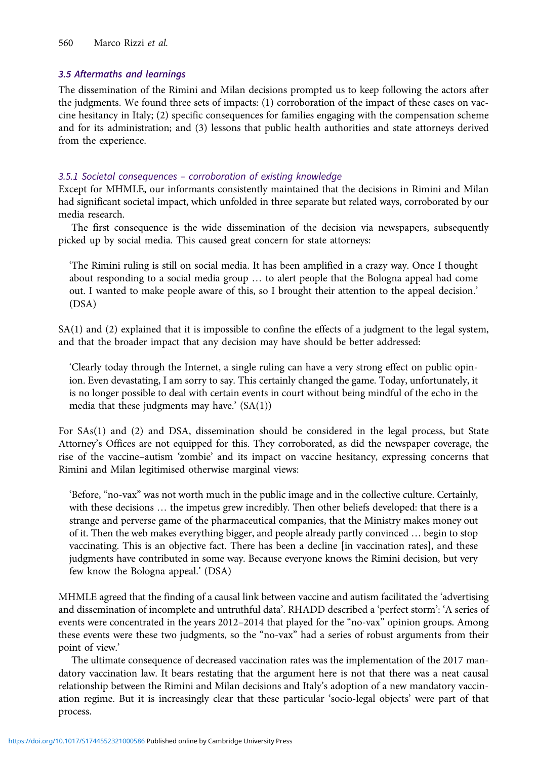### *3.5 Aftermaths and learnings*

The dissemination of the Rimini and Milan decisions prompted us to keep following the actors after the judgments. We found three sets of impacts: (1) corroboration of the impact of these cases on vaccine hesitancy in Italy; (2) specific consequences for families engaging with the compensation scheme and for its administration; and (3) lessons that public health authorities and state attorneys derived from the experience.

#### *3.5.1 Societal consequences – corroboration of existing knowledge*

Except for MHMLE, our informants consistently maintained that the decisions in Rimini and Milan had significant societal impact, which unfolded in three separate but related ways, corroborated by our media research.

The first consequence is the wide dissemination of the decision via newspapers, subsequently picked up by social media. This caused great concern for state attorneys:

> 'The Rimini ruling is still on social media. It has been amplified in a crazy way. Once I thought about responding to a social media group … to alert people that the Bologna appeal had come out. I wanted to make people aware of this, so I brought their attention to the appeal decision.' (DSA)

SA(1) and (2) explained that it is impossible to confine the effects of a judgment to the legal system, and that the broader impact that any decision may have should be better addressed:

> 'Clearly today through the Internet, a single ruling can have a very strong effect on public opinion. Even devastating, I am sorry to say. This certainly changed the game. Today, unfortunately, it is no longer possible to deal with certain events in court without being mindful of the echo in the media that these judgments may have.' (SA(1))

For SAs(1) and (2) and DSA, dissemination should be considered in the legal process, but State Attorney's Offices are not equipped for this. They corroborated, as did the newspaper coverage, the rise of the vaccine–autism 'zombie' and its impact on vaccine hesitancy, expressing concerns that Rimini and Milan legitimised otherwise marginal views:

> 'Before, "no-vax" was not worth much in the public image and in the collective culture. Certainly, with these decisions … the impetus grew incredibly. Then other beliefs developed: that there is a strange and perverse game of the pharmaceutical companies, that the Ministry makes money out of it. Then the web makes everything bigger, and people already partly convinced … begin to stop vaccinating. This is an objective fact. There has been a decline [in vaccination rates], and these judgments have contributed in some way. Because everyone knows the Rimini decision, but very few know the Bologna appeal.' (DSA)

MHMLE agreed that the finding of a causal link between vaccine and autism facilitated the 'advertising and dissemination of incomplete and untruthful data'. RHADD described a 'perfect storm': 'A series of events were concentrated in the years 2012–2014 that played for the "no-vax" opinion groups. Among these events were these two judgments, so the "no-vax" had a series of robust arguments from their point of view.'

The ultimate consequence of decreased vaccination rates was the implementation of the 2017 mandatory vaccination law. It bears restating that the argument here is not that there was a neat causal relationship between the Rimini and Milan decisions and Italy's adoption of a new mandatory vaccination regime. But it is increasingly clear that these particular 'socio-legal objects' were part of that process.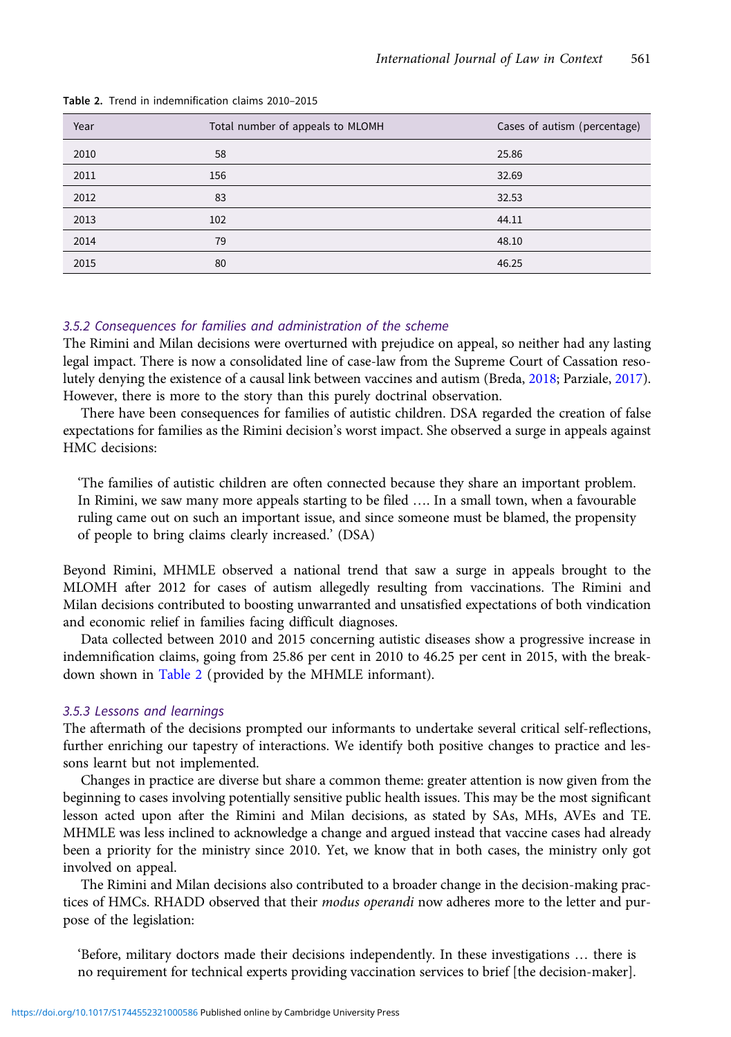**Table 2.** Trend in indemnification claims 2010–2015

| Year | Total number of appeals to MLOMH | Cases of autism (percentage) |
| --- | --- | --- |
| 2010 | 58 | 25.86 |
| 2011 | 156 | 32.69 |
| 2012 | 83 | 32.53 |
| 2013 | 102 | 44.11 |
| 2014 | 79 | 48.10 |
| 2015 | 80 | 46.25 |

#### 3.5.2 Consequences for families and administration of the scheme

The Rimini and Milan decisions were overturned with prejudice on appeal, so neither had any lasting legal impact. There is now a consolidated line of case-law from the Supreme Court of Cassation resolutely denying the existence of a causal link between vaccines and autism (Breda, 2018; Parziale, 2017). However, there is more to the story than this purely doctrinal observation.

There have been consequences for families of autistic children. DSA regarded the creation of false expectations for families as the Rimini decision's worst impact. She observed a surge in appeals against HMC decisions:

> 'The families of autistic children are often connected because they share an important problem. In Rimini, we saw many more appeals starting to be filed …. In a small town, when a favourable ruling came out on such an important issue, and since someone must be blamed, the propensity of people to bring claims clearly increased.' (DSA)

Beyond Rimini, MHMLE observed a national trend that saw a surge in appeals brought to the MLOMH after 2012 for cases of autism allegedly resulting from vaccinations. The Rimini and Milan decisions contributed to boosting unwarranted and unsatisfied expectations of both vindication and economic relief in families facing difficult diagnoses.

Data collected between 2010 and 2015 concerning autistic diseases show a progressive increase in indemnification claims, going from 25.86 per cent in 2010 to 46.25 per cent in 2015, with the breakdown shown in Table 2 (provided by the MHMLE informant).

#### 3.5.3 Lessons and learnings

The aftermath of the decisions prompted our informants to undertake several critical self-reflections, further enriching our tapestry of interactions. We identify both positive changes to practice and lessons learnt but not implemented.

Changes in practice are diverse but share a common theme: greater attention is now given from the beginning to cases involving potentially sensitive public health issues. This may be the most significant lesson acted upon after the Rimini and Milan decisions, as stated by SAs, MHs, AVEs and TE. MHMLE was less inclined to acknowledge a change and argued instead that vaccine cases had already been a priority for the ministry since 2010. Yet, we know that in both cases, the ministry only got involved on appeal.

The Rimini and Milan decisions also contributed to a broader change in the decision-making practices of HMCs. RHADD observed that their *modus operandi* now adheres more to the letter and purpose of the legislation:

> 'Before, military doctors made their decisions independently. In these investigations … there is no requirement for technical experts providing vaccination services to brief [the decision-maker].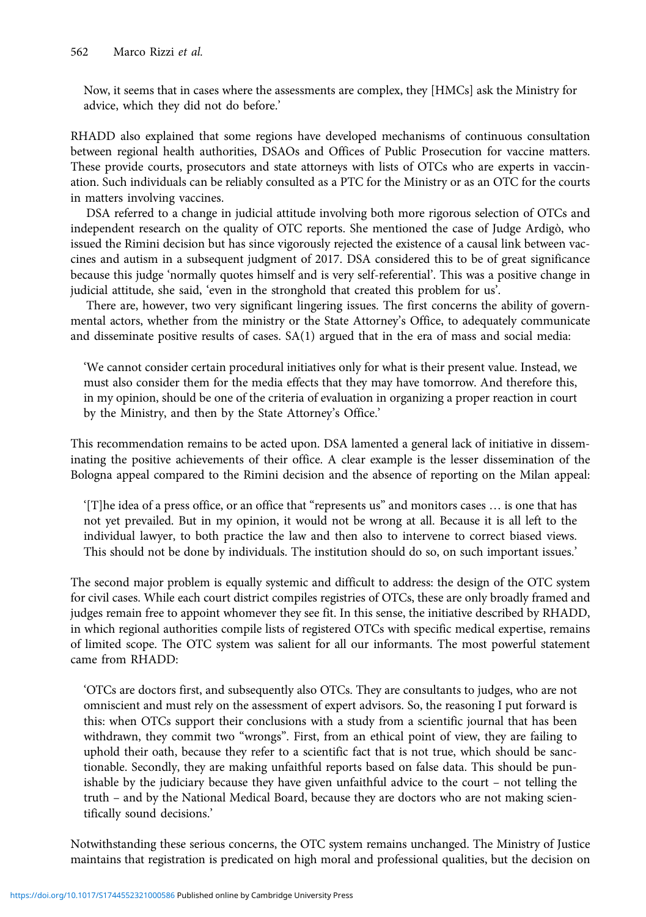Now, it seems that in cases where the assessments are complex, they [HMCs] ask the Ministry for advice, which they did not do before.'

RHADD also explained that some regions have developed mechanisms of continuous consultation between regional health authorities, DSAOs and Offices of Public Prosecution for vaccine matters. These provide courts, prosecutors and state attorneys with lists of OTCs who are experts in vaccination. Such individuals can be reliably consulted as a PTC for the Ministry or as an OTC for the courts in matters involving vaccines.

DSA referred to a change in judicial attitude involving both more rigorous selection of OTCs and independent research on the quality of OTC reports. She mentioned the case of Judge Ardigò, who issued the Rimini decision but has since vigorously rejected the existence of a causal link between vaccines and autism in a subsequent judgment of 2017. DSA considered this to be of great significance because this judge 'normally quotes himself and is very self-referential'. This was a positive change in judicial attitude, she said, 'even in the stronghold that created this problem for us'.

There are, however, two very significant lingering issues. The first concerns the ability of governmental actors, whether from the ministry or the State Attorney's Office, to adequately communicate and disseminate positive results of cases. SA(1) argued that in the era of mass and social media:

> 'We cannot consider certain procedural initiatives only for what is their present value. Instead, we must also consider them for the media effects that they may have tomorrow. And therefore this, in my opinion, should be one of the criteria of evaluation in organizing a proper reaction in court by the Ministry, and then by the State Attorney's Office.'

This recommendation remains to be acted upon. DSA lamented a general lack of initiative in disseminating the positive achievements of their office. A clear example is the lesser dissemination of the Bologna appeal compared to the Rimini decision and the absence of reporting on the Milan appeal:

> '[T]he idea of a press office, or an office that "represents us" and monitors cases … is one that has not yet prevailed. But in my opinion, it would not be wrong at all. Because it is all left to the individual lawyer, to both practice the law and then also to intervene to correct biased views. This should not be done by individuals. The institution should do so, on such important issues.'

The second major problem is equally systemic and difficult to address: the design of the OTC system for civil cases. While each court district compiles registries of OTCs, these are only broadly framed and judges remain free to appoint whomever they see fit. In this sense, the initiative described by RHADD, in which regional authorities compile lists of registered OTCs with specific medical expertise, remains of limited scope. The OTC system was salient for all our informants. The most powerful statement came from RHADD:

> 'OTCs are doctors first, and subsequently also OTCs. They are consultants to judges, who are not omniscient and must rely on the assessment of expert advisors. So, the reasoning I put forward is this: when OTCs support their conclusions with a study from a scientific journal that has been withdrawn, they commit two "wrongs". First, from an ethical point of view, they are failing to uphold their oath, because they refer to a scientific fact that is not true, which should be sanctionable. Secondly, they are making unfaithful reports based on false data. This should be punishable by the judiciary because they have given unfaithful advice to the court – not telling the truth – and by the National Medical Board, because they are doctors who are not making scientifically sound decisions.'

Notwithstanding these serious concerns, the OTC system remains unchanged. The Ministry of Justice maintains that registration is predicated on high moral and professional qualities, but the decision on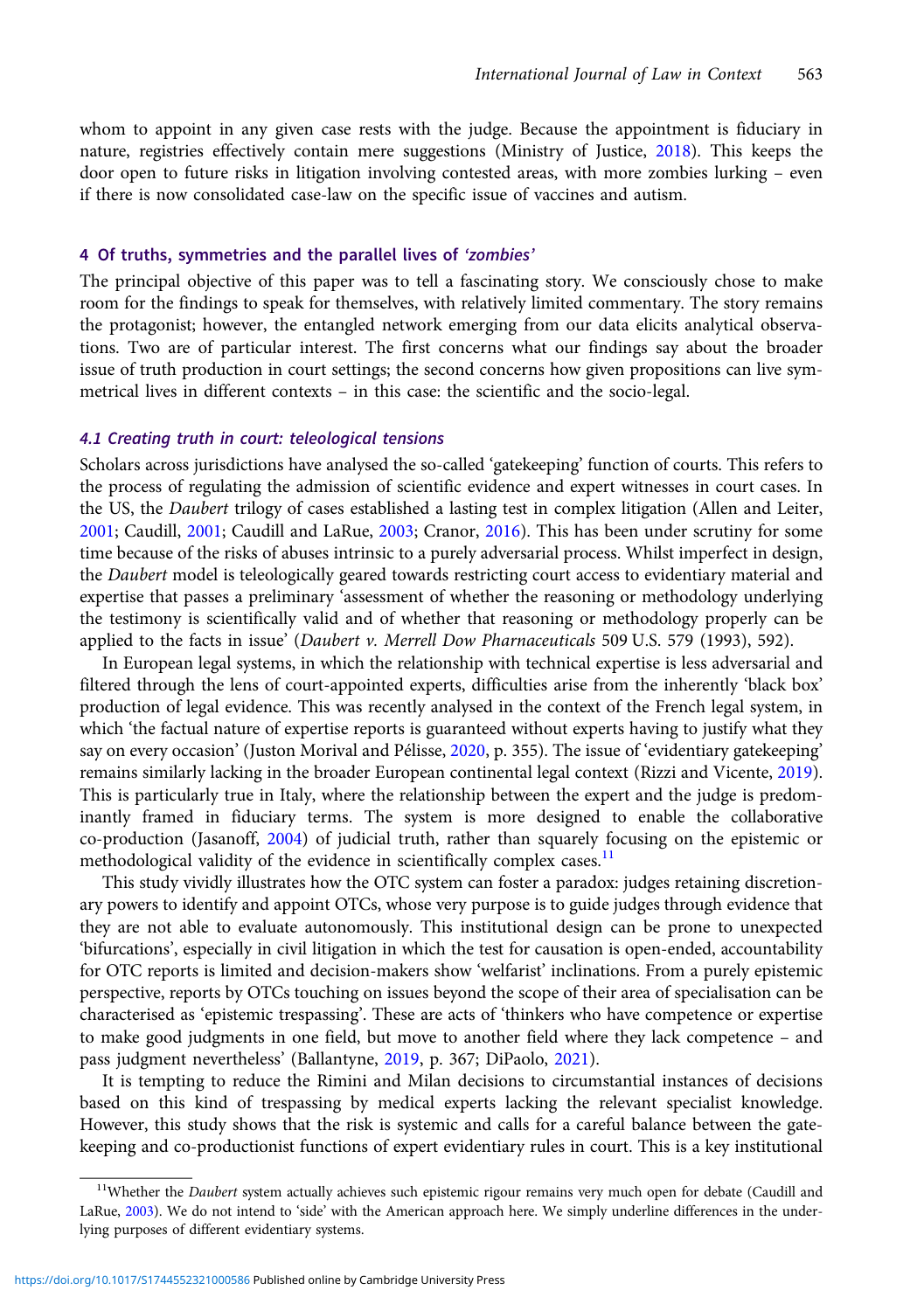whom to appoint in any given case rests with the judge. Because the appointment is fiduciary in nature, registries effectively contain mere suggestions (Ministry of Justice, 2018). This keeps the door open to future risks in litigation involving contested areas, with more zombies lurking – even if there is now consolidated case-law on the specific issue of vaccines and autism.

## 4 Of truths, symmetries and the parallel lives of *'zombies'*

The principal objective of this paper was to tell a fascinating story. We consciously chose to make room for the findings to speak for themselves, with relatively limited commentary. The story remains the protagonist; however, the entangled network emerging from our data elicits analytical observations. Two are of particular interest. The first concerns what our findings say about the broader issue of truth production in court settings; the second concerns how given propositions can live symmetrical lives in different contexts – in this case: the scientific and the socio-legal.

### *4.1 Creating truth in court: teleological tensions*

Scholars across jurisdictions have analysed the so-called 'gatekeeping' function of courts. This refers to the process of regulating the admission of scientific evidence and expert witnesses in court cases. In the US, the *Daubert* trilogy of cases established a lasting test in complex litigation (Allen and Leiter, 2001; Caudill, 2001; Caudill and LaRue, 2003; Cranor, 2016). This has been under scrutiny for some time because of the risks of abuses intrinsic to a purely adversarial process. Whilst imperfect in design, the *Daubert* model is teleologically geared towards restricting court access to evidentiary material and expertise that passes a preliminary 'assessment of whether the reasoning or methodology underlying the testimony is scientifically valid and of whether that reasoning or methodology properly can be applied to the facts in issue' (*Daubert v. Merrell Dow Pharmaceuticals* 509 U.S. 579 (1993), 592).

In European legal systems, in which the relationship with technical expertise is less adversarial and filtered through the lens of court-appointed experts, difficulties arise from the inherently 'black box' production of legal evidence. This was recently analysed in the context of the French legal system, in which 'the factual nature of expertise reports is guaranteed without experts having to justify what they say on every occasion' (Juston Morival and Pélisse, 2020, p. 355). The issue of 'evidentiary gatekeeping' remains similarly lacking in the broader European continental legal context (Rizzi and Vicente, 2019). This is particularly true in Italy, where the relationship between the expert and the judge is predominantly framed in fiduciary terms. The system is more designed to enable the collaborative co-production (Jasanoff, 2004) of judicial truth, rather than squarely focusing on the epistemic or methodological validity of the evidence in scientifically complex cases.[11]

This study vividly illustrates how the OTC system can foster a paradox: judges retaining discretionary powers to identify and appoint OTCs, whose very purpose is to guide judges through evidence that they are not able to evaluate autonomously. This institutional design can be prone to unexpected 'bifurcations', especially in civil litigation in which the test for causation is open-ended, accountability for OTC reports is limited and decision-makers show 'welfarist' inclinations. From a purely epistemic perspective, reports by OTCs touching on issues beyond the scope of their area of specialisation can be characterised as 'epistemic trespassing'. These are acts of 'thinkers who have competence or expertise to make good judgments in one field, but move to another field where they lack competence – and pass judgment nevertheless' (Ballantyne, 2019, p. 367; DiPaolo, 2021).

It is tempting to reduce the Rimini and Milan decisions to circumstantial instances of decisions based on this kind of trespassing by medical experts lacking the relevant specialist knowledge. However, this study shows that the risk is systemic and calls for a careful balance between the gatekeeping and co-productionist functions of expert evidentiary rules in court. This is a key institutional

[11] Whether the *Daubert* system actually achieves such epistemic rigour remains very much open for debate (Caudill and LaRue, 2003). We do not intend to 'side' with the American approach here. We simply underline differences in the underlying purposes of different evidentiary systems.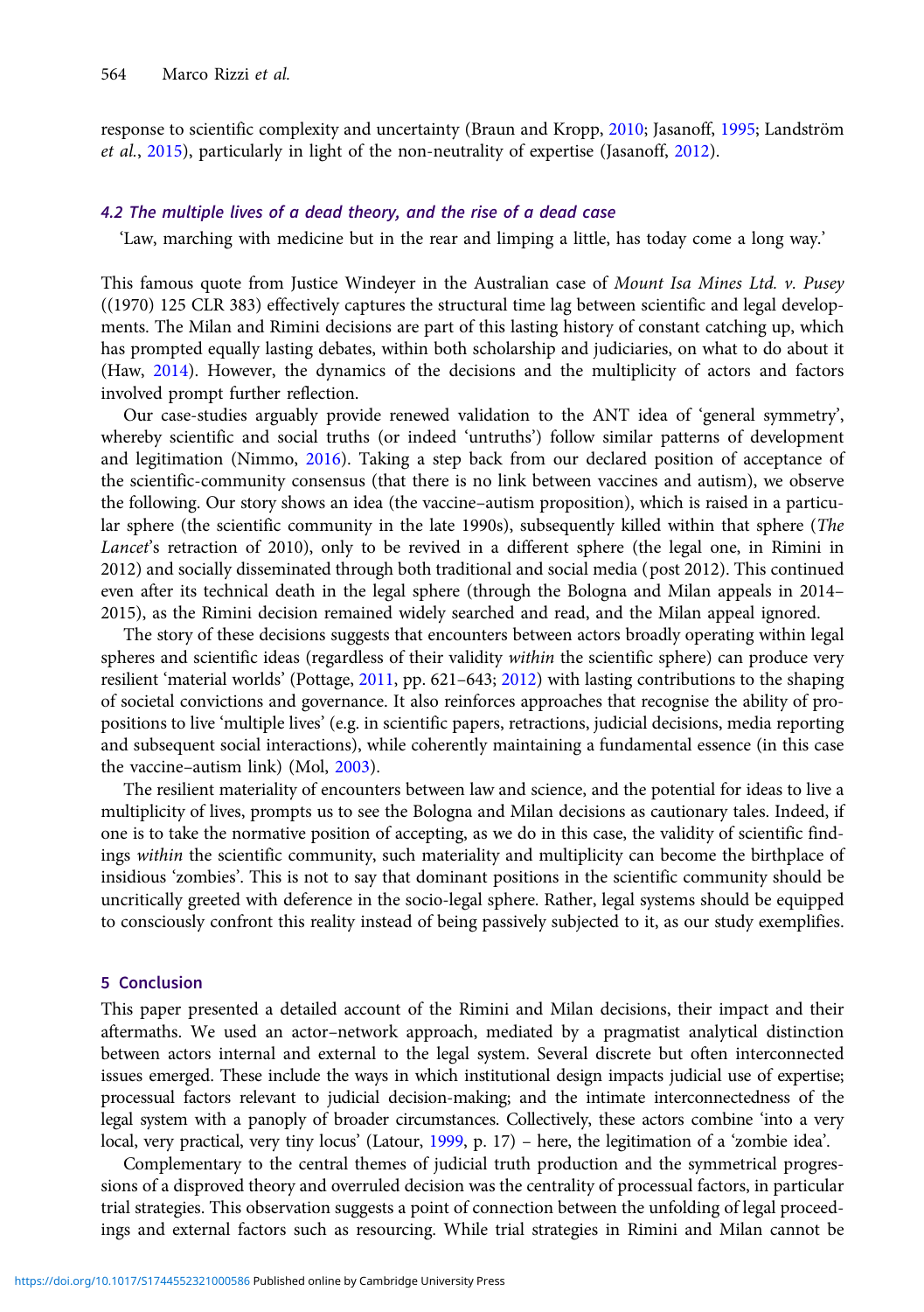response to scientific complexity and uncertainty (Braun and Kropp, 2010; Jasanoff, 1995; Landström *et al.*, 2015), particularly in light of the non-neutrality of expertise (Jasanoff, 2012).

### 4.2 The multiple lives of a dead theory, and the rise of a dead case

'Law, marching with medicine but in the rear and limping a little, has today come a long way.'

This famous quote from Justice Windeyer in the Australian case of *Mount Isa Mines Ltd. v. Pusey* ((1970) 125 CLR 383) effectively captures the structural time lag between scientific and legal developments. The Milan and Rimini decisions are part of this lasting history of constant catching up, which has prompted equally lasting debates, within both scholarship and judiciaries, on what to do about it (Haw, 2014). However, the dynamics of the decisions and the multiplicity of actors and factors involved prompt further reflection.

Our case-studies arguably provide renewed validation to the ANT idea of 'general symmetry', whereby scientific and social truths (or indeed 'untruths') follow similar patterns of development and legitimation (Nimmo, 2016). Taking a step back from our declared position of acceptance of the scientific-community consensus (that there is no link between vaccines and autism), we observe the following. Our story shows an idea (the vaccine–autism proposition), which is raised in a particular sphere (the scientific community in the late 1990s), subsequently killed within that sphere (*The Lancet*'s retraction of 2010), only to be revived in a different sphere (the legal one, in Rimini in 2012) and socially disseminated through both traditional and social media (post 2012). This continued even after its technical death in the legal sphere (through the Bologna and Milan appeals in 2014–2015), as the Rimini decision remained widely searched and read, and the Milan appeal ignored.

The story of these decisions suggests that encounters between actors broadly operating within legal spheres and scientific ideas (regardless of their validity *within* the scientific sphere) can produce very resilient 'material worlds' (Pottage, 2011, pp. 621–643; 2012) with lasting contributions to the shaping of societal convictions and governance. It also reinforces approaches that recognise the ability of propositions to live 'multiple lives' (e.g. in scientific papers, retractions, judicial decisions, media reporting and subsequent social interactions), while coherently maintaining a fundamental essence (in this case the vaccine–autism link) (Mol, 2003).

The resilient materiality of encounters between law and science, and the potential for ideas to live a multiplicity of lives, prompts us to see the Bologna and Milan decisions as cautionary tales. Indeed, if one is to take the normative position of accepting, as we do in this case, the validity of scientific findings *within* the scientific community, such materiality and multiplicity can become the birthplace of insidious 'zombies'. This is not to say that dominant positions in the scientific community should be uncritically greeted with deference in the socio-legal sphere. Rather, legal systems should be equipped to consciously confront this reality instead of being passively subjected to it, as our study exemplifies.

## 5 Conclusion

This paper presented a detailed account of the Rimini and Milan decisions, their impact and their aftermaths. We used an actor–network approach, mediated by a pragmatist analytical distinction between actors internal and external to the legal system. Several discrete but often interconnected issues emerged. These include the ways in which institutional design impacts judicial use of expertise; processual factors relevant to judicial decision-making; and the intimate interconnectedness of the legal system with a panoply of broader circumstances. Collectively, these actors combine 'into a very local, very practical, very tiny locus' (Latour, 1999, p. 17) – here, the legitimation of a 'zombie idea'.

Complementary to the central themes of judicial truth production and the symmetrical progressions of a disproved theory and overruled decision was the centrality of processual factors, in particular trial strategies. This observation suggests a point of connection between the unfolding of legal proceedings and external factors such as resourcing. While trial strategies in Rimini and Milan cannot be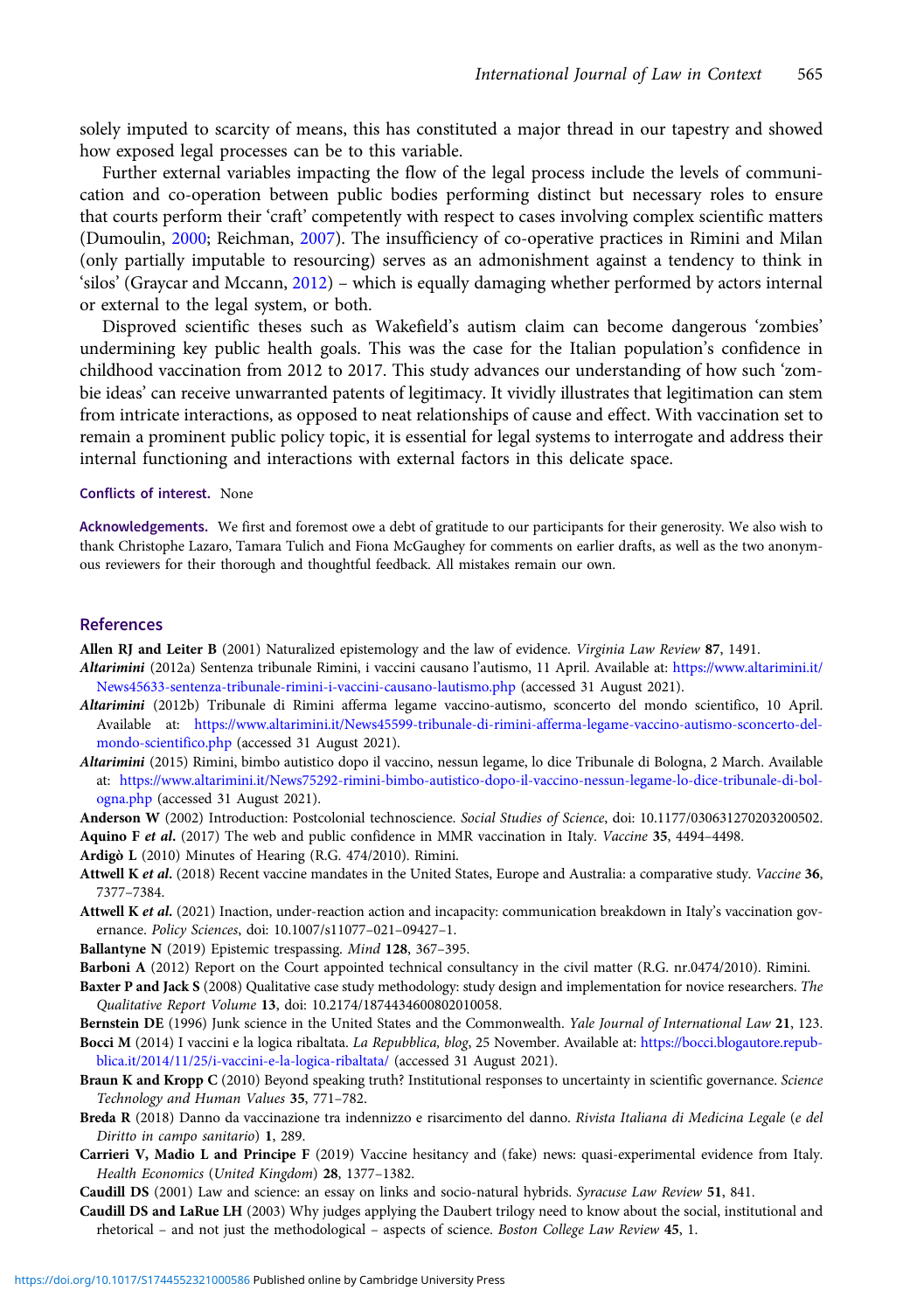solely imputed to scarcity of means, this has constituted a major thread in our tapestry and showed how exposed legal processes can be to this variable.

Further external variables impacting the flow of the legal process include the levels of communication and co-operation between public bodies performing distinct but necessary roles to ensure that courts perform their 'craft' competently with respect to cases involving complex scientific matters (Dumoulin, 2000; Reichman, 2007). The insufficiency of co-operative practices in Rimini and Milan (only partially imputable to resourcing) serves as an admonishment against a tendency to think in 'silos' (Graycar and Mccann, 2012) – which is equally damaging whether performed by actors internal or external to the legal system, or both.

Disproved scientific theses such as Wakefield's autism claim can become dangerous 'zombies' undermining key public health goals. This was the case for the Italian population's confidence in childhood vaccination from 2012 to 2017. This study advances our understanding of how such 'zombie ideas' can receive unwarranted patents of legitimacy. It vividly illustrates that legitimation can stem from intricate interactions, as opposed to neat relationships of cause and effect. With vaccination set to remain a prominent public policy topic, it is essential for legal systems to interrogate and address their internal functioning and interactions with external factors in this delicate space.

**Conflicts of interest.** None

**Acknowledgements.** We first and foremost owe a debt of gratitude to our participants for their generosity. We also wish to thank Christophe Lazaro, Tamara Tulich and Fiona McGaughey for comments on earlier drafts, as well as the two anonymous reviewers for their thorough and thoughtful feedback. All mistakes remain our own.

## References

**Allen RJ and Leiter B** (2001) Naturalized epistemology and the law of evidence. *Virginia Law Review* **87**, 1491.

***Altarimini*** (2012a) Sentenza tribunale Rimini, i vaccini causano l'autismo, 11 April. Available at: https://www.altarimini.it/News45633-sentenza-tribunale-rimini-i-vaccini-causano-lautismo.php (accessed 31 August 2021).

***Altarimini*** (2012b) Tribunale di Rimini afferma legame vaccino-autismo, sconcerto del mondo scientifico, 10 April. Available at: https://www.altarimini.it/News45599-tribunale-di-rimini-afferma-legame-vaccino-autismo-sconcerto-del-mondo-scientifico.php (accessed 31 August 2021).

***Altarimini*** (2015) Rimini, bimbo autistico dopo il vaccino, nessun legame, lo dice Tribunale di Bologna, 2 March. Available at: https://www.altarimini.it/News75292-rimini-bimbo-autistico-dopo-il-vaccino-nessun-legame-lo-dice-tribunale-di-bologna.php (accessed 31 August 2021).

**Anderson W** (2002) Introduction: Postcolonial technoscience. *Social Studies of Science*, doi: 10.1177/030631270203200502.

**Aquino F *et al.*** (2017) The web and public confidence in MMR vaccination in Italy. *Vaccine* **35**, 4494–4498.

**Ardigò L** (2010) Minutes of Hearing (R.G. 474/2010). Rimini.

**Attwell K *et al.*** (2018) Recent vaccine mandates in the United States, Europe and Australia: a comparative study. *Vaccine* **36**, 7377–7384.

**Attwell K *et al.*** (2021) Inaction, under-reaction action and incapacity: communication breakdown in Italy's vaccination governance. *Policy Sciences*, doi: 10.1007/s11077–021–09427–1.

**Ballantyne N** (2019) Epistemic trespassing. *Mind* **128**, 367–395.

**Barboni A** (2012) Report on the Court appointed technical consultancy in the civil matter (R.G. nr.0474/2010). Rimini.

**Baxter P and Jack S** (2008) Qualitative case study methodology: study design and implementation for novice researchers. *The Qualitative Report Volume* **13**, doi: 10.2174/1874434600802010058.

**Bernstein DE** (1996) Junk science in the United States and the Commonwealth. *Yale Journal of International Law* **21**, 123.

**Bocci M** (2014) I vaccini e la logica ribaltata. *La Repubblica, blog*, 25 November. Available at: https://bocci.blogautore.repubblica.it/2014/11/25/i-vaccini-e-la-logica-ribaltata/ (accessed 31 August 2021).

**Braun K and Kropp C** (2010) Beyond speaking truth? Institutional responses to uncertainty in scientific governance. *Science Technology and Human Values* **35**, 771–782.

**Breda R** (2018) Danno da vaccinazione tra indennizzo e risarcimento del danno. *Rivista Italiana di Medicina Legale* (*e del Diritto in campo sanitario*) **1**, 289.

**Carrieri V, Madio L and Principe F** (2019) Vaccine hesitancy and (fake) news: quasi-experimental evidence from Italy. *Health Economics* (*United Kingdom*) **28**, 1377–1382.

**Caudill DS** (2001) Law and science: an essay on links and socio-natural hybrids. *Syracuse Law Review* **51**, 841.

**Caudill DS and LaRue LH** (2003) Why judges applying the Daubert trilogy need to know about the social, institutional and rhetorical – and not just the methodological – aspects of science. *Boston College Law Review* **45**, 1.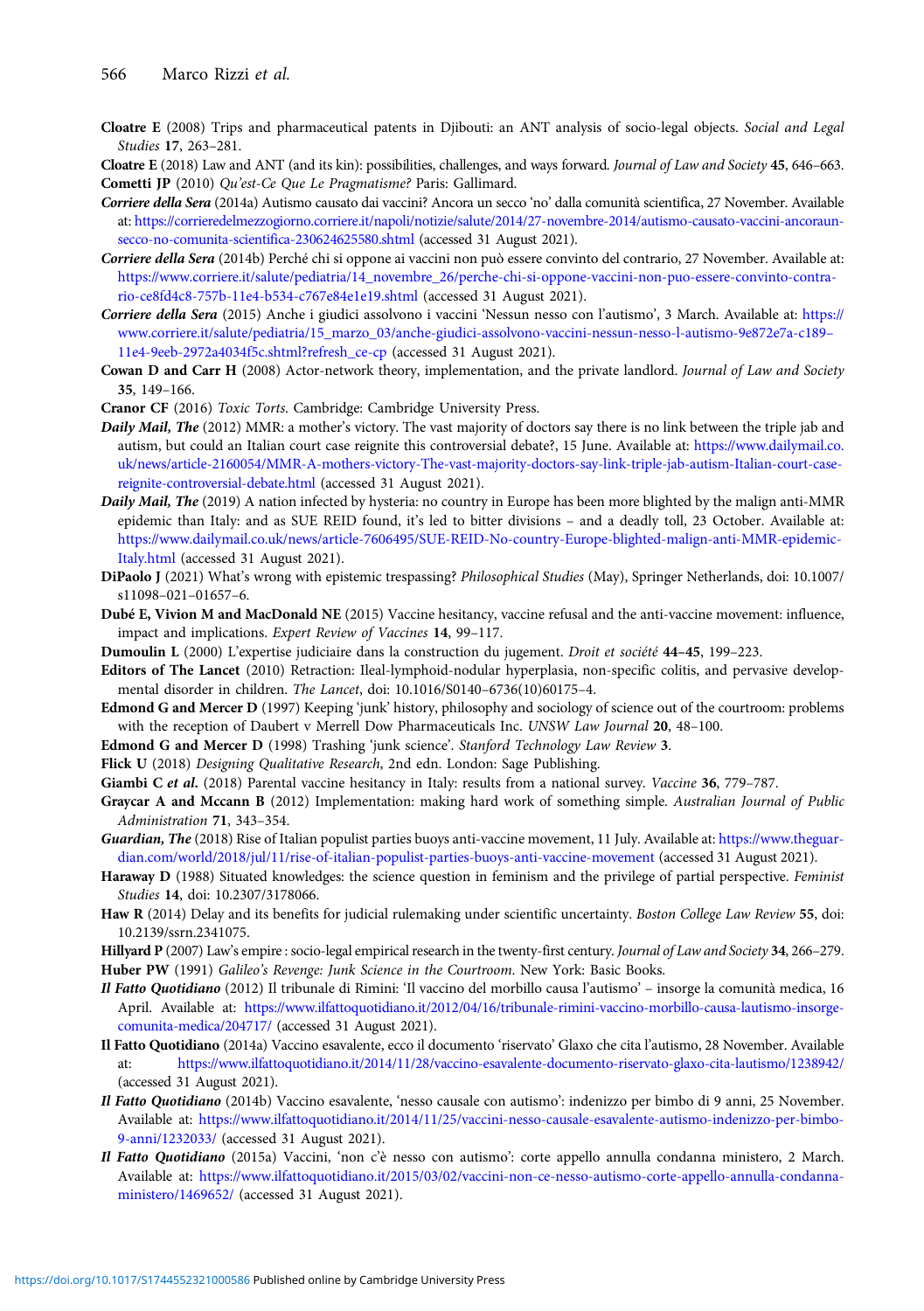**Cloatre E** (2008) Trips and pharmaceutical patents in Djibouti: an ANT analysis of socio-legal objects. *Social and Legal Studies* **17**, 263–281.

**Cloatre E** (2018) Law and ANT (and its kin): possibilities, challenges, and ways forward. *Journal of Law and Society* **45**, 646–663.

**Cometti JP** (2010) *Qu'est-Ce Que Le Pragmatisme?* Paris: Gallimard.

***Corriere della Sera*** (2014a) Autismo causato dai vaccini? Ancora un secco 'no' dalla comunità scientifica, 27 November. Available at: https://corrieredelmezzogiorno.corriere.it/napoli/notizie/salute/2014/27-novembre-2014/autismo-causato-vaccini-ancoraun-secco-no-comunita-scientifica-230624625580.shtml (accessed 31 August 2021).

***Corriere della Sera*** (2014b) Perché chi si oppone ai vaccini non può essere convinto del contrario, 27 November. Available at: https://www.corriere.it/salute/pediatria/14_novembre_26/perche-chi-si-oppone-vaccini-non-puo-essere-convinto-contrario-ce8fd4c8-757b-11e4-b534-c767e84e1e19.shtml (accessed 31 August 2021).

***Corriere della Sera*** (2015) Anche i giudici assolvono i vaccini 'Nessun nesso con l'autismo', 3 March. Available at: https://www.corriere.it/salute/pediatria/15_marzo_03/anche-giudici-assolvono-vaccini-nessun-nesso-l-autismo-9e872e7a-c189–11e4-9eeb-2972a4034f5c.shtml?refresh_ce-cp (accessed 31 August 2021).

**Cowan D and Carr H** (2008) Actor-network theory, implementation, and the private landlord. *Journal of Law and Society* **35**, 149–166.

**Cranor CF** (2016) *Toxic Torts*. Cambridge: Cambridge University Press.

***Daily Mail, The*** (2012) MMR: a mother's victory. The vast majority of doctors say there is no link between the triple jab and autism, but could an Italian court case reignite this controversial debate?, 15 June. Available at: https://www.dailymail.co.uk/news/article-2160054/MMR-A-mothers-victory-The-vast-majority-doctors-say-link-triple-jab-autism-Italian-court-case-reignite-controversial-debate.html (accessed 31 August 2021).

***Daily Mail, The*** (2019) A nation infected by hysteria: no country in Europe has been more blighted by the malign anti-MMR epidemic than Italy: and as SUE REID found, it's led to bitter divisions – and a deadly toll, 23 October. Available at: https://www.dailymail.co.uk/news/article-7606495/SUE-REID-No-country-Europe-blighted-malign-anti-MMR-epidemic-Italy.html (accessed 31 August 2021).

**DiPaolo J** (2021) What's wrong with epistemic trespassing? *Philosophical Studies* (May), Springer Netherlands, doi: 10.1007/s11098–021–01657–6.

**Dubé E, Vivion M and MacDonald NE** (2015) Vaccine hesitancy, vaccine refusal and the anti-vaccine movement: influence, impact and implications. *Expert Review of Vaccines* **14**, 99–117.

**Dumoulin L** (2000) L'expertise judiciaire dans la construction du jugement. *Droit et société* **44–45**, 199–223.

**Editors of The Lancet** (2010) Retraction: Ileal-lymphoid-nodular hyperplasia, non-specific colitis, and pervasive developmental disorder in children. *The Lancet*, doi: 10.1016/S0140–6736(10)60175–4.

**Edmond G and Mercer D** (1997) Keeping 'junk' history, philosophy and sociology of science out of the courtroom: problems with the reception of Daubert v Merrell Dow Pharmaceuticals Inc. *UNSW Law Journal* **20**, 48–100.

**Edmond G and Mercer D** (1998) Trashing 'junk science'. *Stanford Technology Law Review* **3**.

**Flick U** (2018) *Designing Qualitative Research*, 2nd edn. London: Sage Publishing.

**Giambi C *et al.*** (2018) Parental vaccine hesitancy in Italy: results from a national survey. *Vaccine* **36**, 779–787.

**Graycar A and Mccann B** (2012) Implementation: making hard work of something simple. *Australian Journal of Public Administration* **71**, 343–354.

***Guardian, The*** (2018) Rise of Italian populist parties buoys anti-vaccine movement, 11 July. Available at: https://www.theguardian.com/world/2018/jul/11/rise-of-italian-populist-parties-buoys-anti-vaccine-movement (accessed 31 August 2021).

**Haraway D** (1988) Situated knowledges: the science question in feminism and the privilege of partial perspective. *Feminist Studies* **14**, doi: 10.2307/3178066.

**Haw R** (2014) Delay and its benefits for judicial rulemaking under scientific uncertainty. *Boston College Law Review* **55**, doi: 10.2139/ssrn.2341075.

**Hillyard P** (2007) Law's empire : socio-legal empirical research in the twenty-first century. *Journal of Law and Society* **34**, 266–279.

**Huber PW** (1991) *Galileo's Revenge: Junk Science in the Courtroom*. New York: Basic Books.

***Il Fatto Quotidiano*** (2012) Il tribunale di Rimini: 'Il vaccino del morbillo causa l'autismo' – insorge la comunità medica, 16 April. Available at: https://www.ilfattoquotidiano.it/2012/04/16/tribunale-rimini-vaccino-morbillo-causa-lautismo-insorge-comunita-medica/204717/ (accessed 31 August 2021).

**Il Fatto Quotidiano** (2014a) Vaccino esavalente, ecco il documento 'riservato' Glaxo che cita l'autismo, 28 November. Available at: https://www.ilfattoquotidiano.it/2014/11/28/vaccino-esavalente-documento-riservato-glaxo-cita-lautismo/1238942/ (accessed 31 August 2021).

***Il Fatto Quotidiano*** (2014b) Vaccino esavalente, 'nesso causale con autismo': indenizzo per bimbo di 9 anni, 25 November. Available at: https://www.ilfattoquotidiano.it/2014/11/25/vaccini-nesso-causale-esavalente-autismo-indenizzo-per-bimbo-9-anni/1232033/ (accessed 31 August 2021).

***Il Fatto Quotidiano*** (2015a) Vaccini, 'non c'è nesso con autismo': corte appello annulla condanna ministero, 2 March. Available at: https://www.ilfattoquotidiano.it/2015/03/02/vaccini-non-ce-nesso-autismo-corte-appello-annulla-condanna-ministero/1469652/ (accessed 31 August 2021).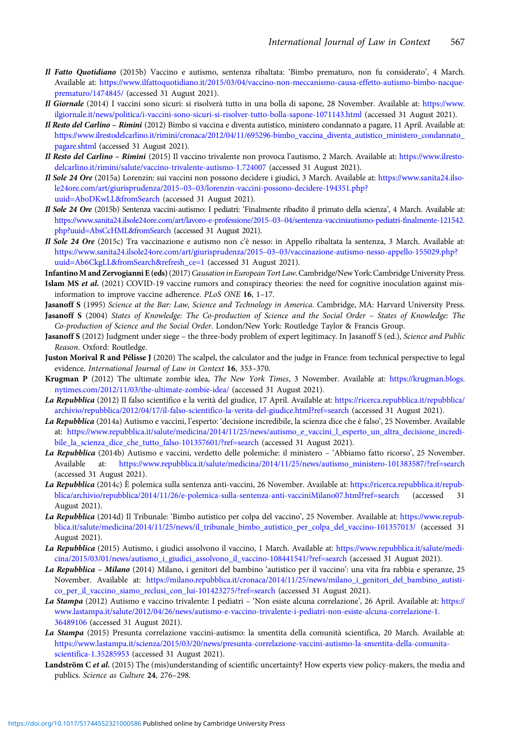**Il Fatto Quotidiano** (2015b) Vaccino e autismo, sentenza ribaltata: 'Bimbo prematuro, non fu considerato', 4 March. Available at: https://www.ilfattoquotidiano.it/2015/03/04/vaccino-non-meccanismo-causa-effetto-autismo-bimbo-nacque-prematuro/1474845/ (accessed 31 August 2021).

**Il Giornale** (2014) I vaccini sono sicuri: si risolverà tutto in una bolla di sapone, 28 November. Available at: https://www.ilgiornale.it/news/politica/i-vaccini-sono-sicuri-si-risolver-tutto-bolla-sapone-1071143.html (accessed 31 August 2021).

**Il Resto del Carlino – Rimini** (2012) Bimbo si vaccina e diventa autistico, ministero condannato a pagare, 11 April. Available at: https://www.ilrestodelcarlino.it/rimini/cronaca/2012/04/11/695296-bimbo_vaccina_diventa_autistico_ministero_condannato_pagare.shtml (accessed 31 August 2021).

**Il Resto del Carlino – Rimini** (2015) Il vaccino trivalente non provoca l'autismo, 2 March. Available at: https://www.ilrestodelcarlino.it/rimini/salute/vaccino-trivalente-autismo-1.724007 (accessed 31 August 2021).

**Il Sole 24 Ore** (2015a) Lorenzin: sui vaccini non possono decidere i giudici, 3 March. Available at: https://www.sanita24.ilsole24ore.com/art/giurisprudenza/2015–03–03/lorenzin-vaccini-possono-decidere-194351.php?uuid=AboDKwLL&fromSearch (accessed 31 August 2021).

**Il Sole 24 Ore** (2015b) Sentenza vaccini-autismo: I pediatri: 'Finalmente ribadito il primato della scienza', 4 March. Available at: https://www.sanita24.ilsole24ore.com/art/lavoro-e-professione/2015–03–04/sentenza-vacciniautismo-pediatri-finalmente-121542.php?uuid=AbsCcHML&fromSearch (accessed 31 August 2021).

**Il Sole 24 Ore** (2015c) Tra vaccinazione e autismo non c'è nesso: in Appello ribaltata la sentenza, 3 March. Available at: https://www.sanita24.ilsole24ore.com/art/giurisprudenza/2015–03–03/vaccinazione-autismo-nesso-appello-155029.php?uuid=Ab6CkgLL&fromSearch&refresh_ce=1 (accessed 31 August 2021).

**Infantino M and Zervogianni E (eds)** (2017) *Causation in European Tort Law*. Cambridge/New York: Cambridge University Press.

**Islam MS et al.** (2021) COVID-19 vaccine rumors and conspiracy theories: the need for cognitive inoculation against misinformation to improve vaccine adherence. *PLoS ONE* **16**, 1–17.

**Jasanoff S** (1995) *Science at the Bar: Law, Science and Technology in America*. Cambridge, MA: Harvard University Press.

**Jasanoff S** (2004) *States of Knowledge: The Co-production of Science and the Social Order – States of Knowledge: The Co-production of Science and the Social Order*. London/New York: Routledge Taylor & Francis Group.

**Jasanoff S** (2012) Judgment under siege – the three-body problem of expert legitimacy. In Jasanoff S (ed.), *Science and Public Reason*. Oxford: Routledge.

**Juston Morival R and Pélisse J** (2020) The scalpel, the calculator and the judge in France: from technical perspective to legal evidence. *International Journal of Law in Context* **16**, 353–370.

**Krugman P** (2012) The ultimate zombie idea, *The New York Times*, 3 November. Available at: https://krugman.blogs.nytimes.com/2012/11/03/the-ultimate-zombie-idea/ (accessed 31 August 2021).

**La Repubblica** (2012) Il falso scientifico e la verità del giudice, 17 April. Available at: https://ricerca.repubblica.it/repubblica/archivio/repubblica/2012/04/17/il-falso-scientifico-la-verita-del-giudice.html?ref=search (accessed 31 August 2021).

**La Repubblica** (2014a) Autismo e vaccini, l'esperto: 'decisione incredibile, la scienza dice che è falso', 25 November. Available at: https://www.repubblica.it/salute/medicina/2014/11/25/news/autismo_e_vaccini_l_esperto_un_altra_decisione_incredibile_la_scienza_dice_che_tutto_falso-101357601/?ref=search (accessed 31 August 2021).

**La Repubblica** (2014b) Autismo e vaccini, verdetto delle polemiche: il ministero – 'Abbiamo fatto ricorso', 25 November. Available at: https://www.repubblica.it/salute/medicina/2014/11/25/news/autismo_ministero-101383587/?ref=search (accessed 31 August 2021).

**La Repubblica** (2014c) È polemica sulla sentenza anti-vaccini, 26 November. Available at: https://ricerca.repubblica.it/repubblica/archivio/repubblica/2014/11/26/e-polemica-sulla-sentenza-anti-vacciniMilano07.html?ref=search (accessed 31 August 2021).

**La Repubblica** (2014d) Il Tribunale: 'Bimbo autistico per colpa del vaccino', 25 November. Available at: https://www.repubblica.it/salute/medicina/2014/11/25/news/il_tribunale_bimbo_autistico_per_colpa_del_vaccino-101357013/ (accessed 31 August 2021).

**La Repubblica** (2015) Autismo, i giudici assolvono il vaccino, 1 March. Available at: https://www.repubblica.it/salute/medicina/2015/03/01/news/autismo_i_giudici_assolvono_il_vaccino-108441541/?ref=search (accessed 31 August 2021).

**La Repubblica – Milano** (2014) Milano, i genitori del bambino 'autistico per il vaccino': una vita fra rabbia e speranze, 25 November. Available at: https://milano.repubblica.it/cronaca/2014/11/25/news/milano_i_genitori_del_bambino_autistico_per_il_vaccino_siamo_reclusi_con_lui-101423275/?ref=search (accessed 31 August 2021).

**La Stampa** (2012) Autismo e vaccino trivalente: I pediatri – 'Non esiste alcuna correlazione', 26 April. Available at: https://www.lastampa.it/salute/2012/04/26/news/autismo-e-vaccino-trivalente-i-pediatri-non-esiste-alcuna-correlazione-1.36489106 (accessed 31 August 2021).

**La Stampa** (2015) Presunta correlazione vaccini-autismo: la smentita della comunità scientifica, 20 March. Available at: https://www.lastampa.it/scienza/2015/03/20/news/presunta-correlazione-vaccini-autismo-la-smentita-della-comunita-scientifica-1.35285953 (accessed 31 August 2021).

**Landström C et al.** (2015) The (mis)understanding of scientific uncertainty? How experts view policy-makers, the media and publics. *Science as Culture* **24**, 276–298.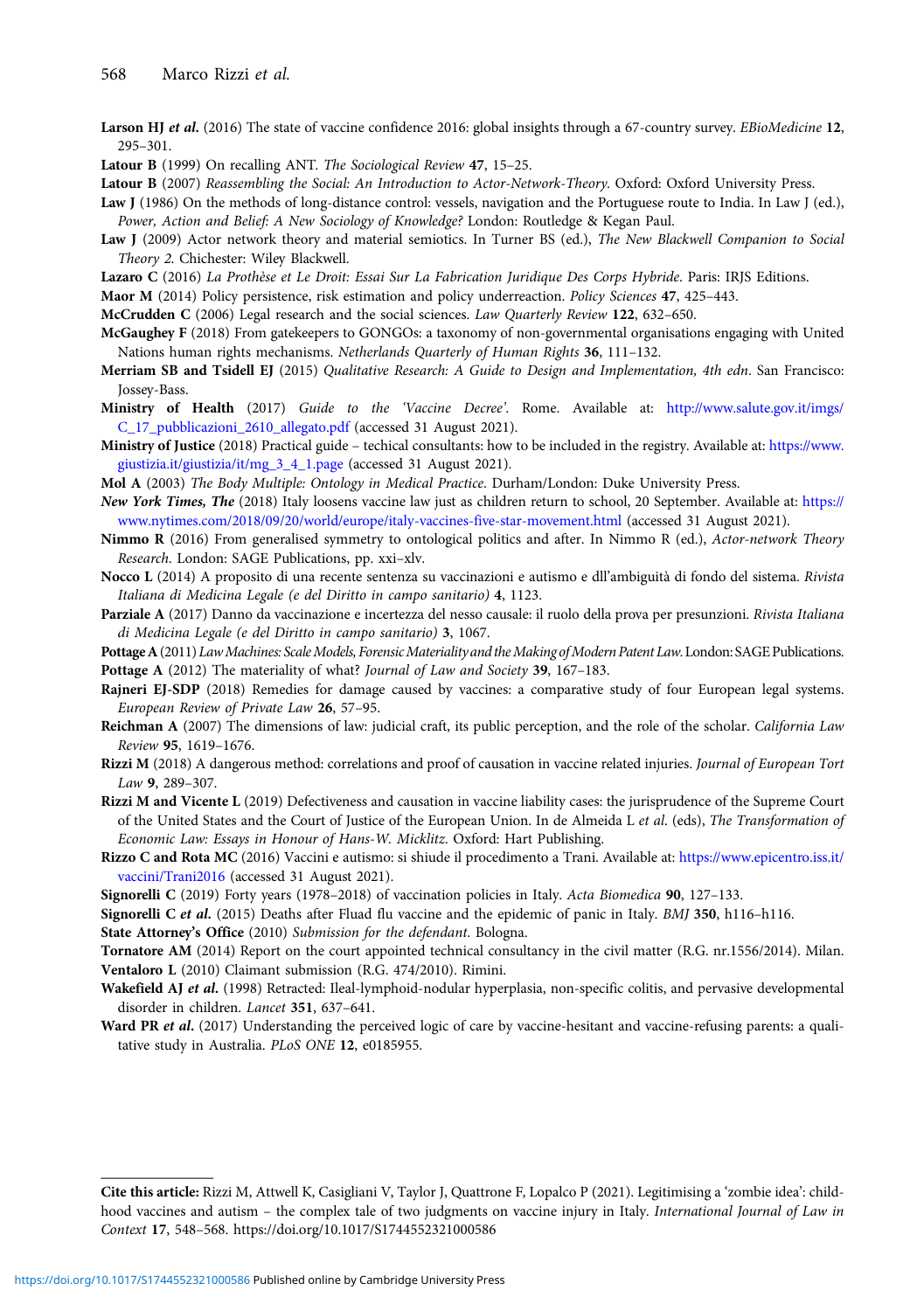**Larson HJ *et al.*** (2016) The state of vaccine confidence 2016: global insights through a 67-country survey. *EBioMedicine* **12**, 295–301.

**Latour B** (1999) On recalling ANT. *The Sociological Review* **47**, 15–25.

**Latour B** (2007) *Reassembling the Social: An Introduction to Actor-Network-Theory*. Oxford: Oxford University Press.

**Law J** (1986) On the methods of long-distance control: vessels, navigation and the Portuguese route to India. In Law J (ed.), *Power, Action and Belief: A New Sociology of Knowledge?* London: Routledge & Kegan Paul.

**Law J** (2009) Actor network theory and material semiotics. In Turner BS (ed.), *The New Blackwell Companion to Social Theory 2*. Chichester: Wiley Blackwell.

**Lazaro C** (2016) *La Prothèse et Le Droit: Essai Sur La Fabrication Juridique Des Corps Hybride*. Paris: IRJS Editions.

**Maor M** (2014) Policy persistence, risk estimation and policy underreaction. *Policy Sciences* **47**, 425–443.

**McCrudden C** (2006) Legal research and the social sciences. *Law Quarterly Review* **122**, 632–650.

**McGaughey F** (2018) From gatekeepers to GONGOs: a taxonomy of non-governmental organisations engaging with United Nations human rights mechanisms. *Netherlands Quarterly of Human Rights* **36**, 111–132.

**Merriam SB and Tsidell EJ** (2015) *Qualitative Research: A Guide to Design and Implementation, 4th edn*. San Francisco: Jossey-Bass.

**Ministry of Health** (2017) *Guide to the 'Vaccine Decree'*. Rome. Available at: http://www.salute.gov.it/imgs/C_17_pubblicazioni_2610_allegato.pdf (accessed 31 August 2021).

**Ministry of Justice** (2018) Practical guide – techical consultants: how to be included in the registry. Available at: https://www.giustizia.it/giustizia/it/mg_3_4_1.page (accessed 31 August 2021).

**Mol A** (2003) *The Body Multiple: Ontology in Medical Practice*. Durham/London: Duke University Press.

***New York Times, The*** (2018) Italy loosens vaccine law just as children return to school, 20 September. Available at: https://www.nytimes.com/2018/09/20/world/europe/italy-vaccines-five-star-movement.html (accessed 31 August 2021).

**Nimmo R** (2016) From generalised symmetry to ontological politics and after. In Nimmo R (ed.), *Actor-network Theory Research*. London: SAGE Publications, pp. xxi–xlv.

**Nocco L** (2014) A proposito di una recente sentenza su vaccinazioni e autismo e dll'ambiguità di fondo del sistema. *Rivista Italiana di Medicina Legale (e del Diritto in campo sanitario)* **4**, 1123.

**Parziale A** (2017) Danno da vaccinazione e incertezza del nesso causale: il ruolo della prova per presunzioni. *Rivista Italiana di Medicina Legale (e del Diritto in campo sanitario)* **3**, 1067.

**Pottage A** (2011) *Law Machines: Scale Models, Forensic Materiality and the Making of Modern Patent Law*. London: SAGE Publications.

**Pottage A** (2012) The materiality of what? *Journal of Law and Society* **39**, 167–183.

**Rajneri EJ-SDP** (2018) Remedies for damage caused by vaccines: a comparative study of four European legal systems. *European Review of Private Law* **26**, 57–95.

**Reichman A** (2007) The dimensions of law: judicial craft, its public perception, and the role of the scholar. *California Law Review* **95**, 1619–1676.

**Rizzi M** (2018) A dangerous method: correlations and proof of causation in vaccine related injuries. *Journal of European Tort Law* **9**, 289–307.

**Rizzi M and Vicente L** (2019) Defectiveness and causation in vaccine liability cases: the jurisprudence of the Supreme Court of the United States and the Court of Justice of the European Union. In de Almeida L *et al.* (eds), *The Transformation of Economic Law: Essays in Honour of Hans-W. Micklitz*. Oxford: Hart Publishing.

**Rizzo C and Rota MC** (2016) Vaccini e autismo: si shiude il procedimento a Trani. Available at: https://www.epicentro.iss.it/vaccini/Trani2016 (accessed 31 August 2021).

**Signorelli C** (2019) Forty years (1978–2018) of vaccination policies in Italy. *Acta Biomedica* **90**, 127–133.

**Signorelli C *et al.*** (2015) Deaths after Fluad flu vaccine and the epidemic of panic in Italy. *BMJ* **350**, h116–h116.

**State Attorney's Office** (2010) *Submission for the defendant*. Bologna.

**Tornatore AM** (2014) Report on the court appointed technical consultancy in the civil matter (R.G. nr.1556/2014). Milan.

**Ventaloro L** (2010) Claimant submission (R.G. 474/2010). Rimini.

**Wakefield AJ *et al.*** (1998) Retracted: Ileal-lymphoid-nodular hyperplasia, non-specific colitis, and pervasive developmental disorder in children. *Lancet* **351**, 637–641.

**Ward PR *et al.*** (2017) Understanding the perceived logic of care by vaccine-hesitant and vaccine-refusing parents: a qualitative study in Australia. *PLoS ONE* **12**, e0185955.

---

**Cite this article:** Rizzi M, Attwell K, Casigliani V, Taylor J, Quattrone F, Lopalco P (2021). Legitimising a 'zombie idea': childhood vaccines and autism – the complex tale of two judgments on vaccine injury in Italy. *International Journal of Law in Context* **17**, 548–568. https://doi.org/10.1017/S1744552321000586